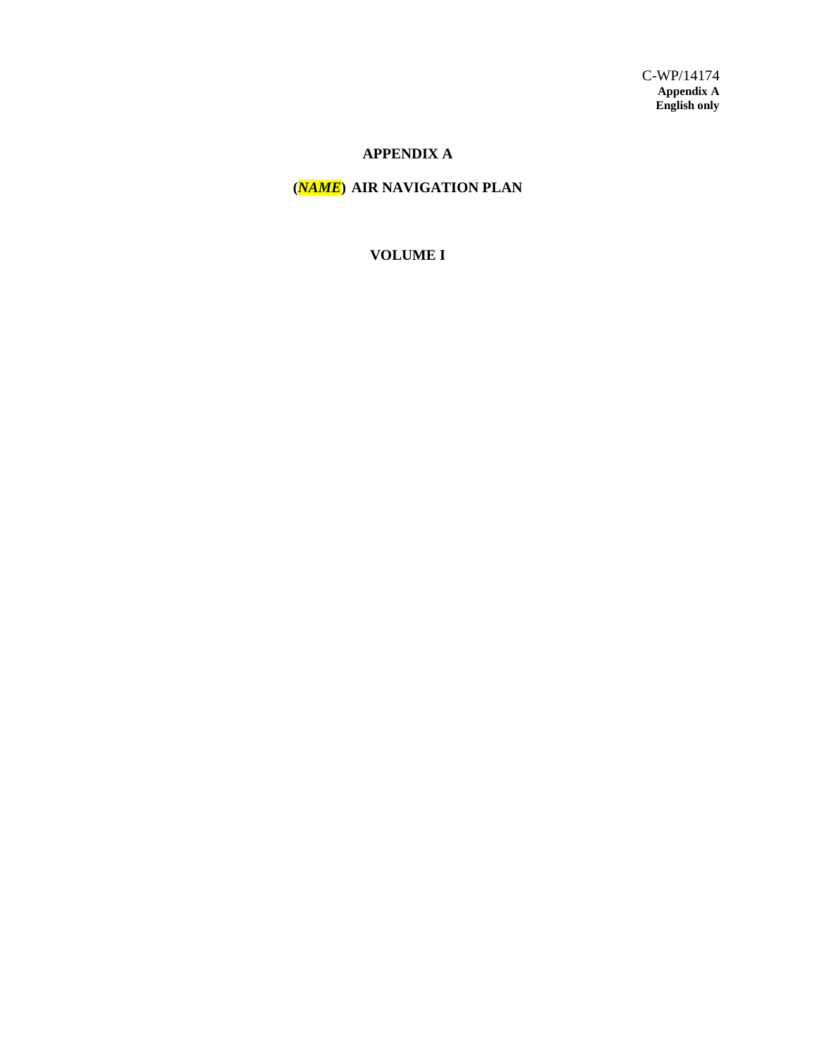C-WP/14174
**Appendix A**
**English only**

# APPENDIX A

# (*NAME*) AIR NAVIGATION PLAN

## VOLUME I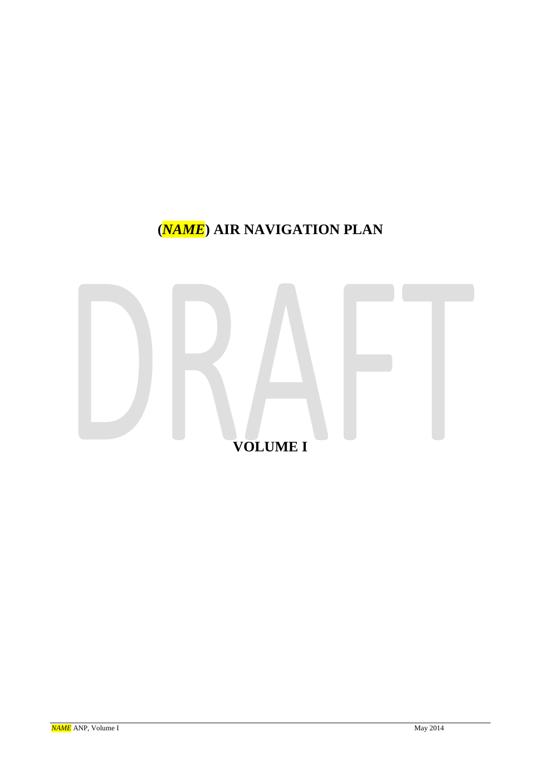# (*NAME*) AIR NAVIGATION PLAN

DRAFT

## VOLUME I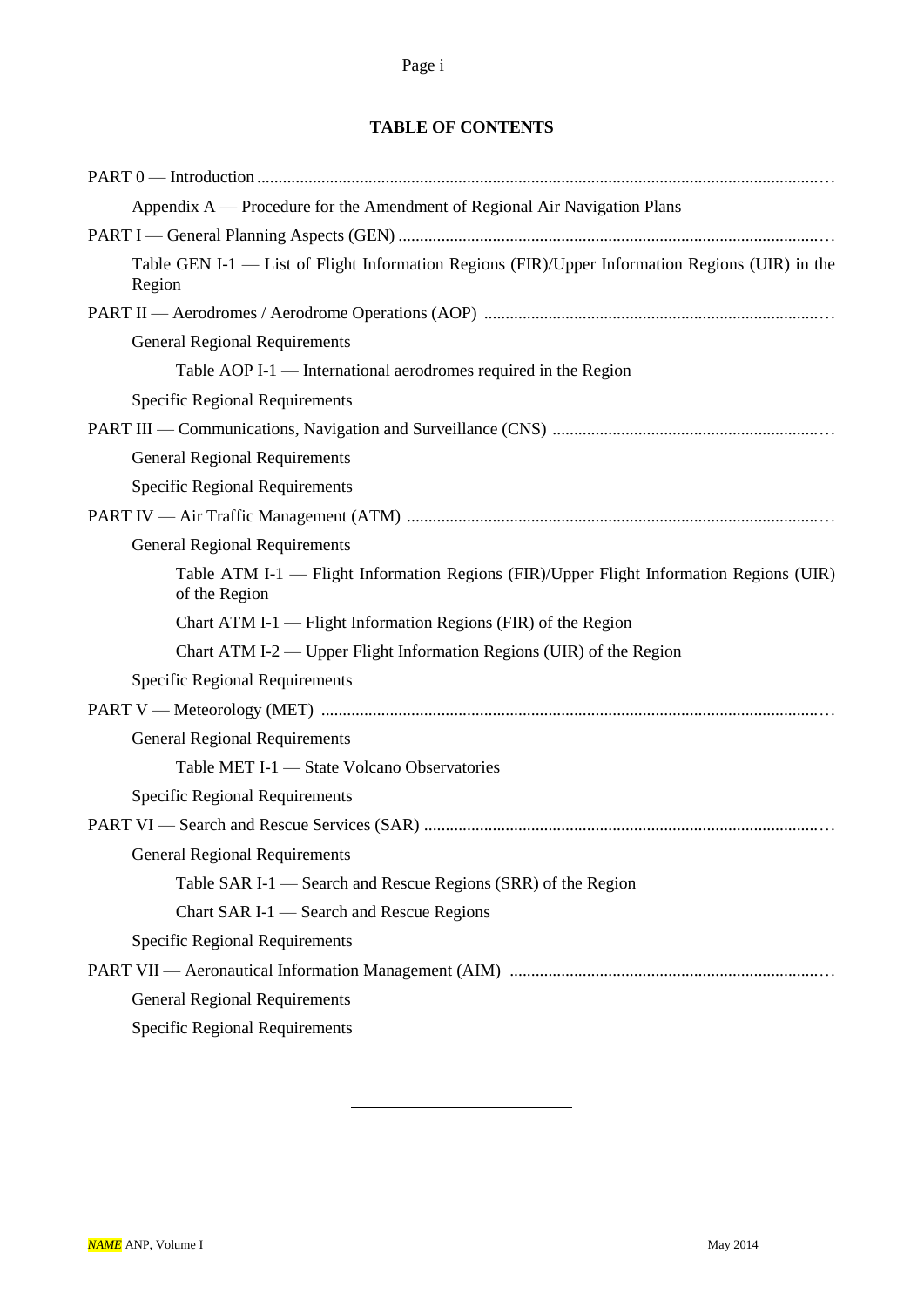**TABLE OF CONTENTS**

PART 0 — Introduction …

- Appendix A — Procedure for the Amendment of Regional Air Navigation Plans

PART I — General Planning Aspects (GEN) …

- Table GEN I-1 — List of Flight Information Regions (FIR)/Upper Information Regions (UIR) in the Region

PART II — Aerodromes / Aerodrome Operations (AOP) …

- General Regional Requirements
  - Table AOP I-1 — International aerodromes required in the Region
- Specific Regional Requirements

PART III — Communications, Navigation and Surveillance (CNS) …

- General Regional Requirements
- Specific Regional Requirements

PART IV — Air Traffic Management (ATM) …

- General Regional Requirements
  - Table ATM I-1 — Flight Information Regions (FIR)/Upper Flight Information Regions (UIR) of the Region
  - Chart ATM I-1 — Flight Information Regions (FIR) of the Region
  - Chart ATM I-2 — Upper Flight Information Regions (UIR) of the Region
- Specific Regional Requirements

PART V — Meteorology (MET) …

- General Regional Requirements
  - Table MET I-1 — State Volcano Observatories
- Specific Regional Requirements

PART VI — Search and Rescue Services (SAR) …

- General Regional Requirements
  - Table SAR I-1 — Search and Rescue Regions (SRR) of the Region
  - Chart SAR I-1 — Search and Rescue Regions
- Specific Regional Requirements

PART VII — Aeronautical Information Management (AIM) …

- General Regional Requirements
- Specific Regional Requirements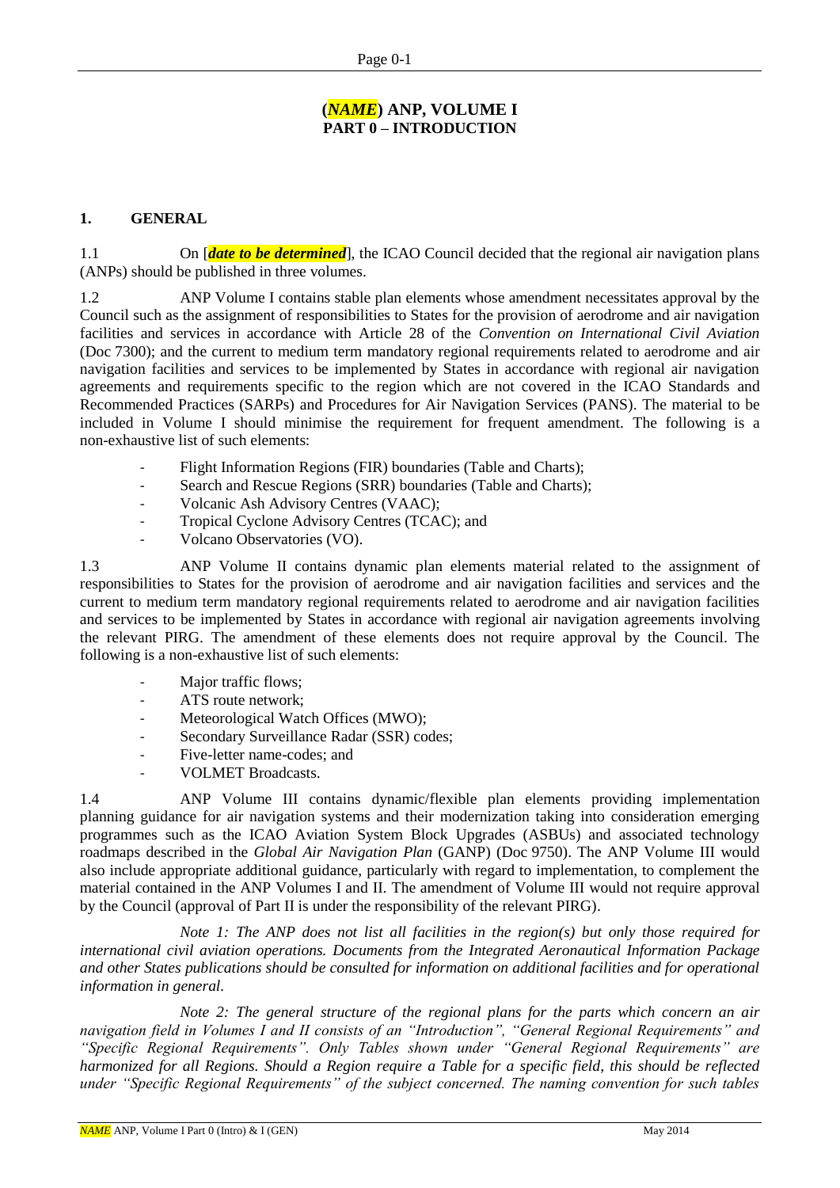# (*NAME*) ANP, VOLUME I
## PART 0 – INTRODUCTION

### 1. GENERAL

1.1 On [***date to be determined***], the ICAO Council decided that the regional air navigation plans (ANPs) should be published in three volumes.

1.2 ANP Volume I contains stable plan elements whose amendment necessitates approval by the Council such as the assignment of responsibilities to States for the provision of aerodrome and air navigation facilities and services in accordance with Article 28 of the *Convention on International Civil Aviation* (Doc 7300); and the current to medium term mandatory regional requirements related to aerodrome and air navigation facilities and services to be implemented by States in accordance with regional air navigation agreements and requirements specific to the region which are not covered in the ICAO Standards and Recommended Practices (SARPs) and Procedures for Air Navigation Services (PANS). The material to be included in Volume I should minimise the requirement for frequent amendment. The following is a non-exhaustive list of such elements:

- Flight Information Regions (FIR) boundaries (Table and Charts);
- Search and Rescue Regions (SRR) boundaries (Table and Charts);
- Volcanic Ash Advisory Centres (VAAC);
- Tropical Cyclone Advisory Centres (TCAC); and
- Volcano Observatories (VO).

1.3 ANP Volume II contains dynamic plan elements material related to the assignment of responsibilities to States for the provision of aerodrome and air navigation facilities and services and the current to medium term mandatory regional requirements related to aerodrome and air navigation facilities and services to be implemented by States in accordance with regional air navigation agreements involving the relevant PIRG. The amendment of these elements does not require approval by the Council. The following is a non-exhaustive list of such elements:

- Major traffic flows;
- ATS route network;
- Meteorological Watch Offices (MWO);
- Secondary Surveillance Radar (SSR) codes;
- Five-letter name-codes; and
- VOLMET Broadcasts.

1.4 ANP Volume III contains dynamic/flexible plan elements providing implementation planning guidance for air navigation systems and their modernization taking into consideration emerging programmes such as the ICAO Aviation System Block Upgrades (ASBUs) and associated technology roadmaps described in the *Global Air Navigation Plan* (GANP) (Doc 9750). The ANP Volume III would also include appropriate additional guidance, particularly with regard to implementation, to complement the material contained in the ANP Volumes I and II. The amendment of Volume III would not require approval by the Council (approval of Part II is under the responsibility of the relevant PIRG).

*Note 1: The ANP does not list all facilities in the region(s) but only those required for international civil aviation operations. Documents from the Integrated Aeronautical Information Package and other States publications should be consulted for information on additional facilities and for operational information in general.*

*Note 2: The general structure of the regional plans for the parts which concern an air navigation field in Volumes I and II consists of an "Introduction", "General Regional Requirements" and "Specific Regional Requirements". Only Tables shown under "General Regional Requirements" are harmonized for all Regions. Should a Region require a Table for a specific field, this should be reflected under "Specific Regional Requirements" of the subject concerned. The naming convention for such tables*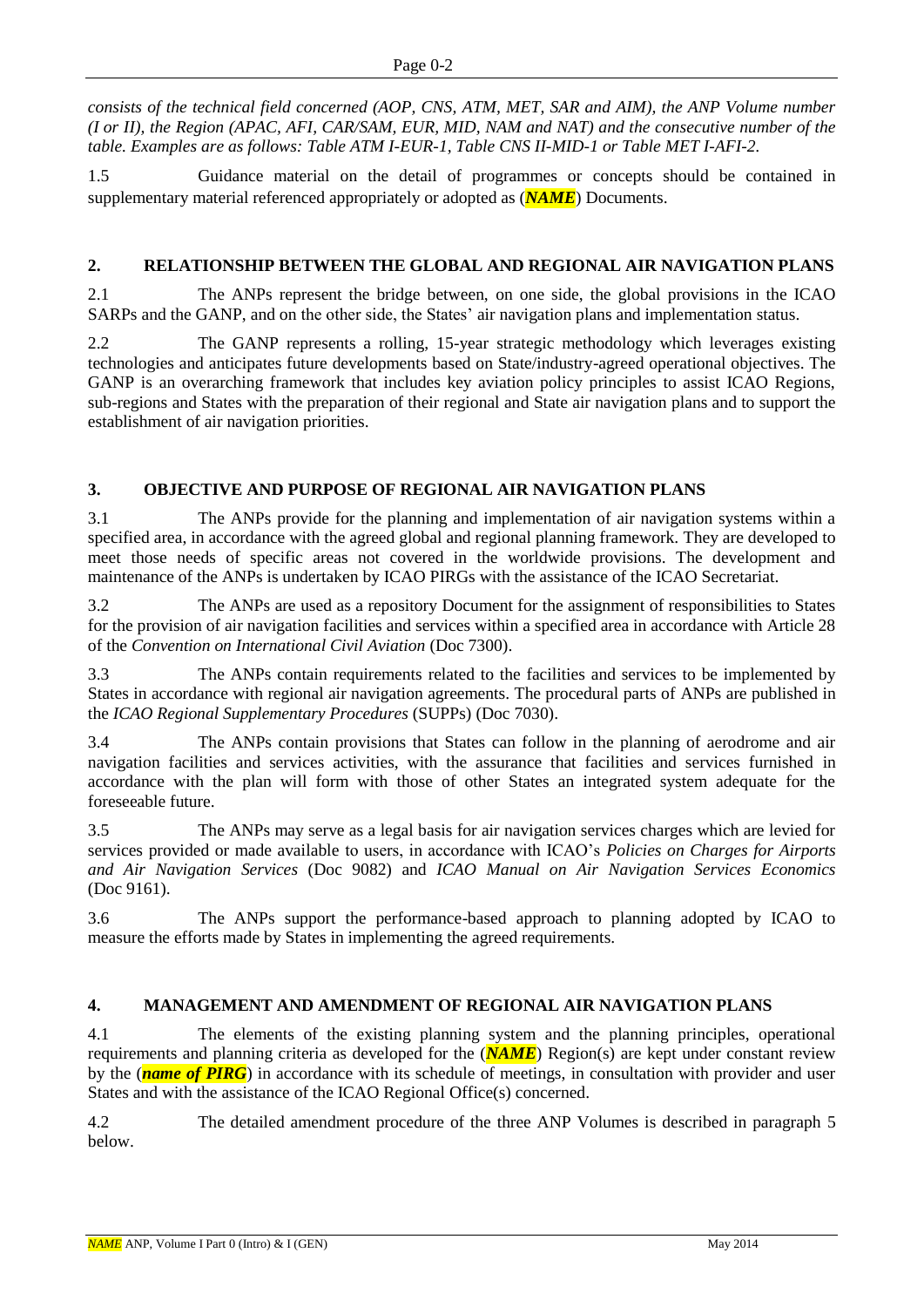*consists of the technical field concerned (AOP, CNS, ATM, MET, SAR and AIM), the ANP Volume number (I or II), the Region (APAC, AFI, CAR/SAM, EUR, MID, NAM and NAT) and the consecutive number of the table. Examples are as follows: Table ATM I-EUR-1, Table CNS II-MID-1 or Table MET I-AFI-2.*

1.5 Guidance material on the detail of programmes or concepts should be contained in supplementary material referenced appropriately or adopted as (***NAME***) Documents.

## 2. RELATIONSHIP BETWEEN THE GLOBAL AND REGIONAL AIR NAVIGATION PLANS

2.1 The ANPs represent the bridge between, on one side, the global provisions in the ICAO SARPs and the GANP, and on the other side, the States' air navigation plans and implementation status.

2.2 The GANP represents a rolling, 15-year strategic methodology which leverages existing technologies and anticipates future developments based on State/industry-agreed operational objectives. The GANP is an overarching framework that includes key aviation policy principles to assist ICAO Regions, sub-regions and States with the preparation of their regional and State air navigation plans and to support the establishment of air navigation priorities.

## 3. OBJECTIVE AND PURPOSE OF REGIONAL AIR NAVIGATION PLANS

3.1 The ANPs provide for the planning and implementation of air navigation systems within a specified area, in accordance with the agreed global and regional planning framework. They are developed to meet those needs of specific areas not covered in the worldwide provisions. The development and maintenance of the ANPs is undertaken by ICAO PIRGs with the assistance of the ICAO Secretariat.

3.2 The ANPs are used as a repository Document for the assignment of responsibilities to States for the provision of air navigation facilities and services within a specified area in accordance with Article 28 of the *Convention on International Civil Aviation* (Doc 7300).

3.3 The ANPs contain requirements related to the facilities and services to be implemented by States in accordance with regional air navigation agreements. The procedural parts of ANPs are published in the *ICAO Regional Supplementary Procedures* (SUPPs) (Doc 7030).

3.4 The ANPs contain provisions that States can follow in the planning of aerodrome and air navigation facilities and services activities, with the assurance that facilities and services furnished in accordance with the plan will form with those of other States an integrated system adequate for the foreseeable future.

3.5 The ANPs may serve as a legal basis for air navigation services charges which are levied for services provided or made available to users, in accordance with ICAO's *Policies on Charges for Airports and Air Navigation Services* (Doc 9082) and *ICAO Manual on Air Navigation Services Economics* (Doc 9161).

3.6 The ANPs support the performance-based approach to planning adopted by ICAO to measure the efforts made by States in implementing the agreed requirements.

## 4. MANAGEMENT AND AMENDMENT OF REGIONAL AIR NAVIGATION PLANS

4.1 The elements of the existing planning system and the planning principles, operational requirements and planning criteria as developed for the (***NAME***) Region(s) are kept under constant review by the (***name of PIRG***) in accordance with its schedule of meetings, in consultation with provider and user States and with the assistance of the ICAO Regional Office(s) concerned.

4.2 The detailed amendment procedure of the three ANP Volumes is described in paragraph 5 below.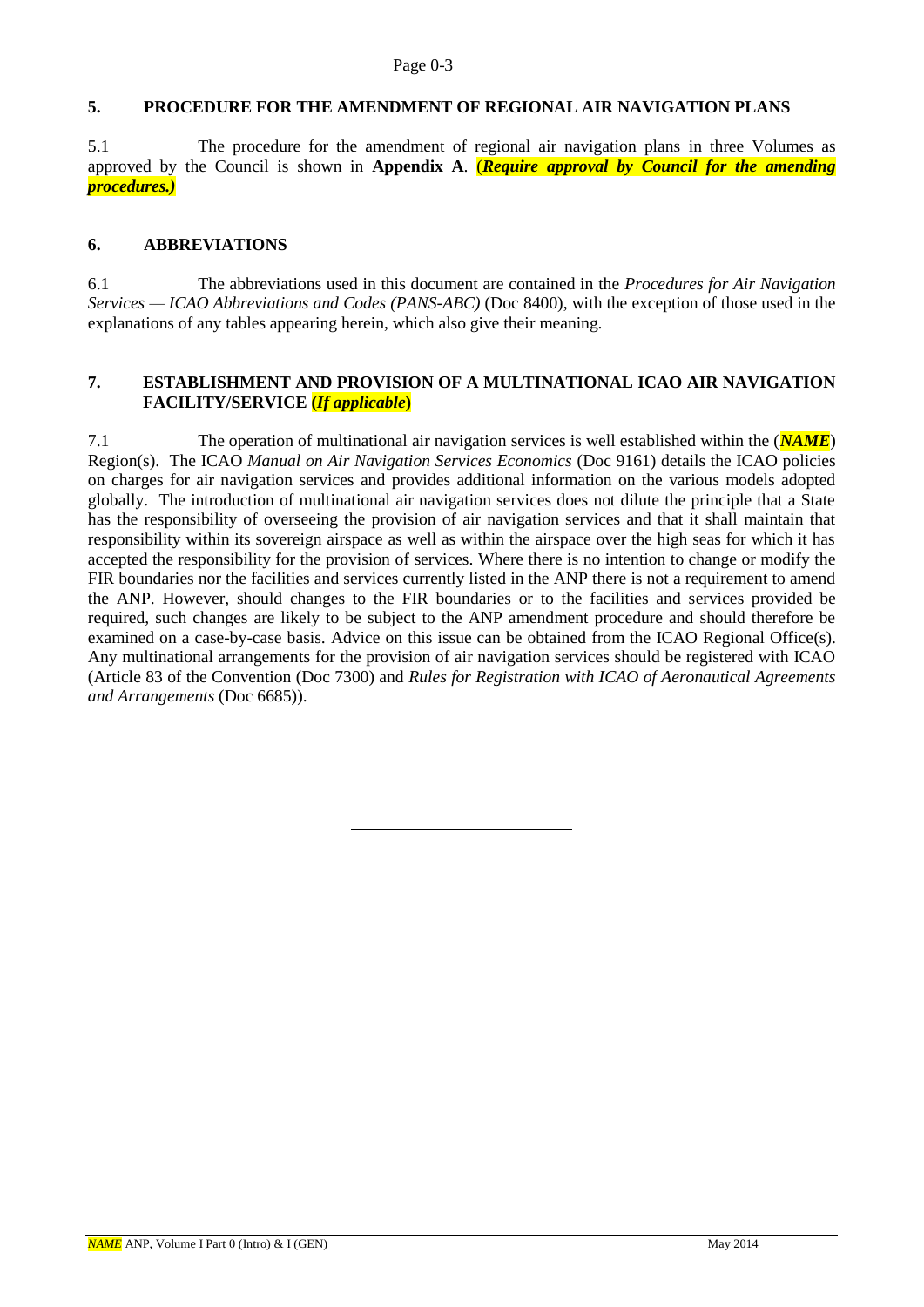## 5. PROCEDURE FOR THE AMENDMENT OF REGIONAL AIR NAVIGATION PLANS

5.1 The procedure for the amendment of regional air navigation plans in three Volumes as approved by the Council is shown in **Appendix A**. (***Require approval by Council for the amending procedures.)***

## 6. ABBREVIATIONS

6.1 The abbreviations used in this document are contained in the *Procedures for Air Navigation Services — ICAO Abbreviations and Codes (PANS-ABC)* (Doc 8400), with the exception of those used in the explanations of any tables appearing herein, which also give their meaning.

## 7. ESTABLISHMENT AND PROVISION OF A MULTINATIONAL ICAO AIR NAVIGATION FACILITY/SERVICE (*If applicable*)

7.1 The operation of multinational air navigation services is well established within the (***NAME***) Region(s). The ICAO *Manual on Air Navigation Services Economics* (Doc 9161) details the ICAO policies on charges for air navigation services and provides additional information on the various models adopted globally. The introduction of multinational air navigation services does not dilute the principle that a State has the responsibility of overseeing the provision of air navigation services and that it shall maintain that responsibility within its sovereign airspace as well as within the airspace over the high seas for which it has accepted the responsibility for the provision of services. Where there is no intention to change or modify the FIR boundaries nor the facilities and services currently listed in the ANP there is not a requirement to amend the ANP. However, should changes to the FIR boundaries or to the facilities and services provided be required, such changes are likely to be subject to the ANP amendment procedure and should therefore be examined on a case-by-case basis. Advice on this issue can be obtained from the ICAO Regional Office(s). Any multinational arrangements for the provision of air navigation services should be registered with ICAO (Article 83 of the Convention (Doc 7300) and *Rules for Registration with ICAO of Aeronautical Agreements and Arrangements* (Doc 6685)).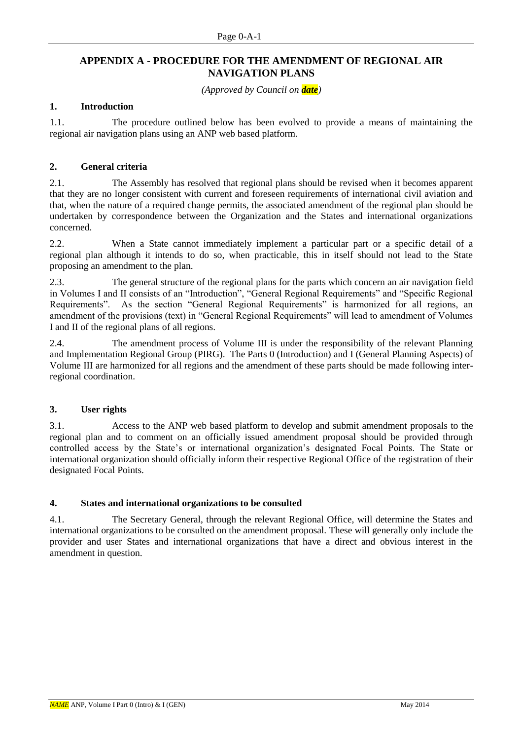# APPENDIX A - PROCEDURE FOR THE AMENDMENT OF REGIONAL AIR NAVIGATION PLANS

*(Approved by Council on **date**)*

## 1. Introduction

1.1. The procedure outlined below has been evolved to provide a means of maintaining the regional air navigation plans using an ANP web based platform.

## 2. General criteria

2.1. The Assembly has resolved that regional plans should be revised when it becomes apparent that they are no longer consistent with current and foreseen requirements of international civil aviation and that, when the nature of a required change permits, the associated amendment of the regional plan should be undertaken by correspondence between the Organization and the States and international organizations concerned.

2.2. When a State cannot immediately implement a particular part or a specific detail of a regional plan although it intends to do so, when practicable, this in itself should not lead to the State proposing an amendment to the plan.

2.3. The general structure of the regional plans for the parts which concern an air navigation field in Volumes I and II consists of an "Introduction", "General Regional Requirements" and "Specific Regional Requirements". As the section "General Regional Requirements" is harmonized for all regions, an amendment of the provisions (text) in "General Regional Requirements" will lead to amendment of Volumes I and II of the regional plans of all regions.

2.4. The amendment process of Volume III is under the responsibility of the relevant Planning and Implementation Regional Group (PIRG). The Parts 0 (Introduction) and I (General Planning Aspects) of Volume III are harmonized for all regions and the amendment of these parts should be made following inter-regional coordination.

## 3. User rights

3.1. Access to the ANP web based platform to develop and submit amendment proposals to the regional plan and to comment on an officially issued amendment proposal should be provided through controlled access by the State's or international organization's designated Focal Points. The State or international organization should officially inform their respective Regional Office of the registration of their designated Focal Points.

## 4. States and international organizations to be consulted

4.1. The Secretary General, through the relevant Regional Office, will determine the States and international organizations to be consulted on the amendment proposal. These will generally only include the provider and user States and international organizations that have a direct and obvious interest in the amendment in question.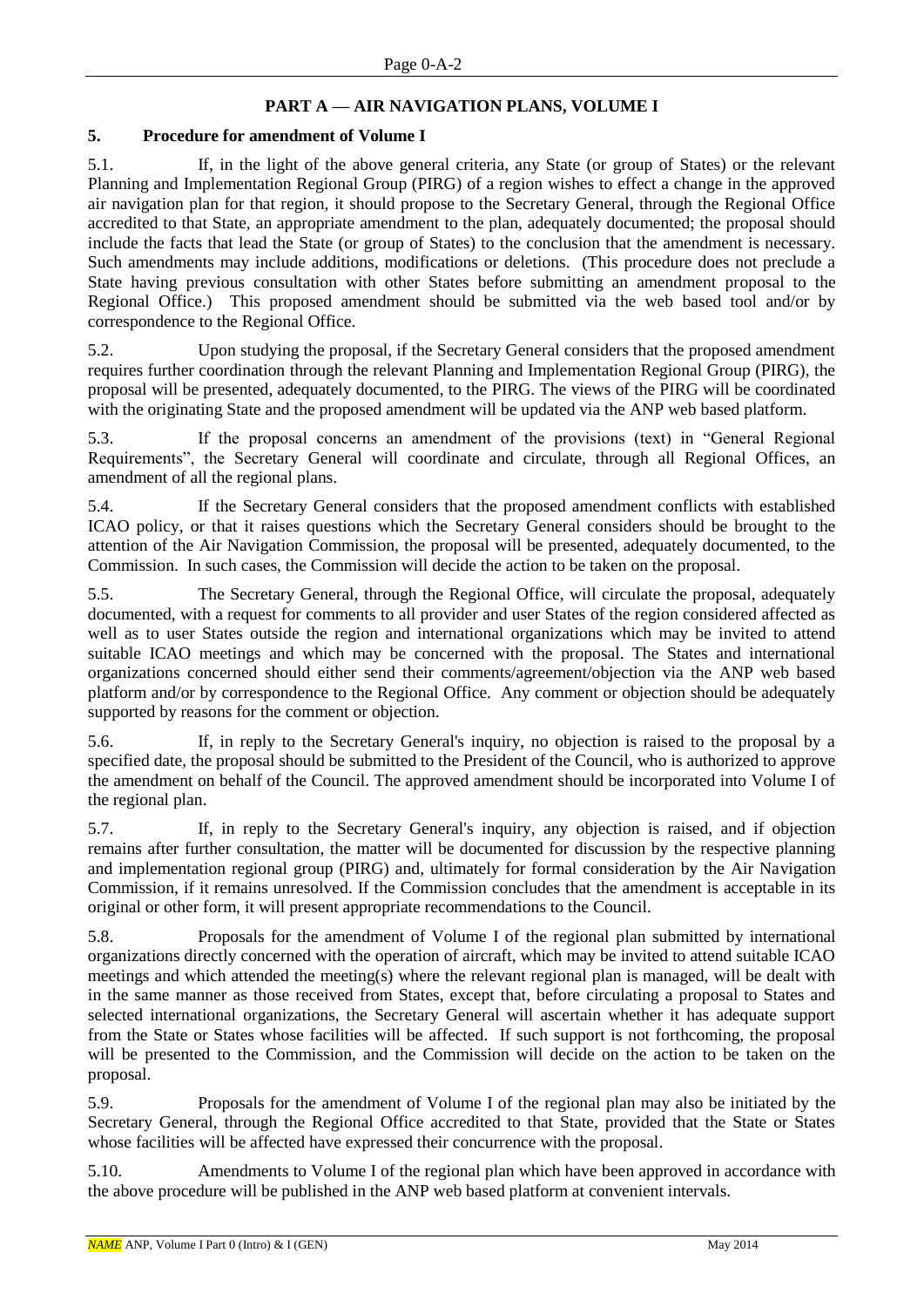## PART A — AIR NAVIGATION PLANS, VOLUME I

### 5. Procedure for amendment of Volume I

5.1. If, in the light of the above general criteria, any State (or group of States) or the relevant Planning and Implementation Regional Group (PIRG) of a region wishes to effect a change in the approved air navigation plan for that region, it should propose to the Secretary General, through the Regional Office accredited to that State, an appropriate amendment to the plan, adequately documented; the proposal should include the facts that lead the State (or group of States) to the conclusion that the amendment is necessary. Such amendments may include additions, modifications or deletions. (This procedure does not preclude a State having previous consultation with other States before submitting an amendment proposal to the Regional Office.) This proposed amendment should be submitted via the web based tool and/or by correspondence to the Regional Office.

5.2. Upon studying the proposal, if the Secretary General considers that the proposed amendment requires further coordination through the relevant Planning and Implementation Regional Group (PIRG), the proposal will be presented, adequately documented, to the PIRG. The views of the PIRG will be coordinated with the originating State and the proposed amendment will be updated via the ANP web based platform.

5.3. If the proposal concerns an amendment of the provisions (text) in "General Regional Requirements", the Secretary General will coordinate and circulate, through all Regional Offices, an amendment of all the regional plans.

5.4. If the Secretary General considers that the proposed amendment conflicts with established ICAO policy, or that it raises questions which the Secretary General considers should be brought to the attention of the Air Navigation Commission, the proposal will be presented, adequately documented, to the Commission. In such cases, the Commission will decide the action to be taken on the proposal.

5.5. The Secretary General, through the Regional Office, will circulate the proposal, adequately documented, with a request for comments to all provider and user States of the region considered affected as well as to user States outside the region and international organizations which may be invited to attend suitable ICAO meetings and which may be concerned with the proposal. The States and international organizations concerned should either send their comments/agreement/objection via the ANP web based platform and/or by correspondence to the Regional Office. Any comment or objection should be adequately supported by reasons for the comment or objection.

5.6. If, in reply to the Secretary General's inquiry, no objection is raised to the proposal by a specified date, the proposal should be submitted to the President of the Council, who is authorized to approve the amendment on behalf of the Council. The approved amendment should be incorporated into Volume I of the regional plan.

5.7. If, in reply to the Secretary General's inquiry, any objection is raised, and if objection remains after further consultation, the matter will be documented for discussion by the respective planning and implementation regional group (PIRG) and, ultimately for formal consideration by the Air Navigation Commission, if it remains unresolved. If the Commission concludes that the amendment is acceptable in its original or other form, it will present appropriate recommendations to the Council.

5.8. Proposals for the amendment of Volume I of the regional plan submitted by international organizations directly concerned with the operation of aircraft, which may be invited to attend suitable ICAO meetings and which attended the meeting(s) where the relevant regional plan is managed, will be dealt with in the same manner as those received from States, except that, before circulating a proposal to States and selected international organizations, the Secretary General will ascertain whether it has adequate support from the State or States whose facilities will be affected. If such support is not forthcoming, the proposal will be presented to the Commission, and the Commission will decide on the action to be taken on the proposal.

5.9. Proposals for the amendment of Volume I of the regional plan may also be initiated by the Secretary General, through the Regional Office accredited to that State, provided that the State or States whose facilities will be affected have expressed their concurrence with the proposal.

5.10. Amendments to Volume I of the regional plan which have been approved in accordance with the above procedure will be published in the ANP web based platform at convenient intervals.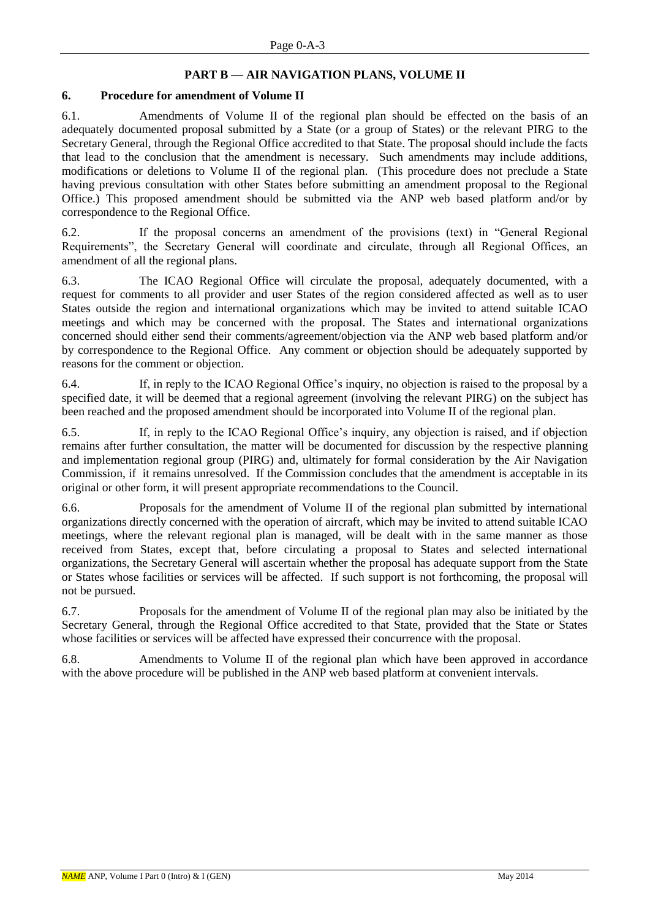## PART B — AIR NAVIGATION PLANS, VOLUME II

### 6. Procedure for amendment of Volume II

6.1. Amendments of Volume II of the regional plan should be effected on the basis of an adequately documented proposal submitted by a State (or a group of States) or the relevant PIRG to the Secretary General, through the Regional Office accredited to that State. The proposal should include the facts that lead to the conclusion that the amendment is necessary. Such amendments may include additions, modifications or deletions to Volume II of the regional plan. (This procedure does not preclude a State having previous consultation with other States before submitting an amendment proposal to the Regional Office.) This proposed amendment should be submitted via the ANP web based platform and/or by correspondence to the Regional Office.

6.2. If the proposal concerns an amendment of the provisions (text) in "General Regional Requirements", the Secretary General will coordinate and circulate, through all Regional Offices, an amendment of all the regional plans.

6.3. The ICAO Regional Office will circulate the proposal, adequately documented, with a request for comments to all provider and user States of the region considered affected as well as to user States outside the region and international organizations which may be invited to attend suitable ICAO meetings and which may be concerned with the proposal. The States and international organizations concerned should either send their comments/agreement/objection via the ANP web based platform and/or by correspondence to the Regional Office. Any comment or objection should be adequately supported by reasons for the comment or objection.

6.4. If, in reply to the ICAO Regional Office's inquiry, no objection is raised to the proposal by a specified date, it will be deemed that a regional agreement (involving the relevant PIRG) on the subject has been reached and the proposed amendment should be incorporated into Volume II of the regional plan.

6.5. If, in reply to the ICAO Regional Office's inquiry, any objection is raised, and if objection remains after further consultation, the matter will be documented for discussion by the respective planning and implementation regional group (PIRG) and, ultimately for formal consideration by the Air Navigation Commission, if it remains unresolved. If the Commission concludes that the amendment is acceptable in its original or other form, it will present appropriate recommendations to the Council.

6.6. Proposals for the amendment of Volume II of the regional plan submitted by international organizations directly concerned with the operation of aircraft, which may be invited to attend suitable ICAO meetings, where the relevant regional plan is managed, will be dealt with in the same manner as those received from States, except that, before circulating a proposal to States and selected international organizations, the Secretary General will ascertain whether the proposal has adequate support from the State or States whose facilities or services will be affected. If such support is not forthcoming, the proposal will not be pursued.

6.7. Proposals for the amendment of Volume II of the regional plan may also be initiated by the Secretary General, through the Regional Office accredited to that State, provided that the State or States whose facilities or services will be affected have expressed their concurrence with the proposal.

6.8. Amendments to Volume II of the regional plan which have been approved in accordance with the above procedure will be published in the ANP web based platform at convenient intervals.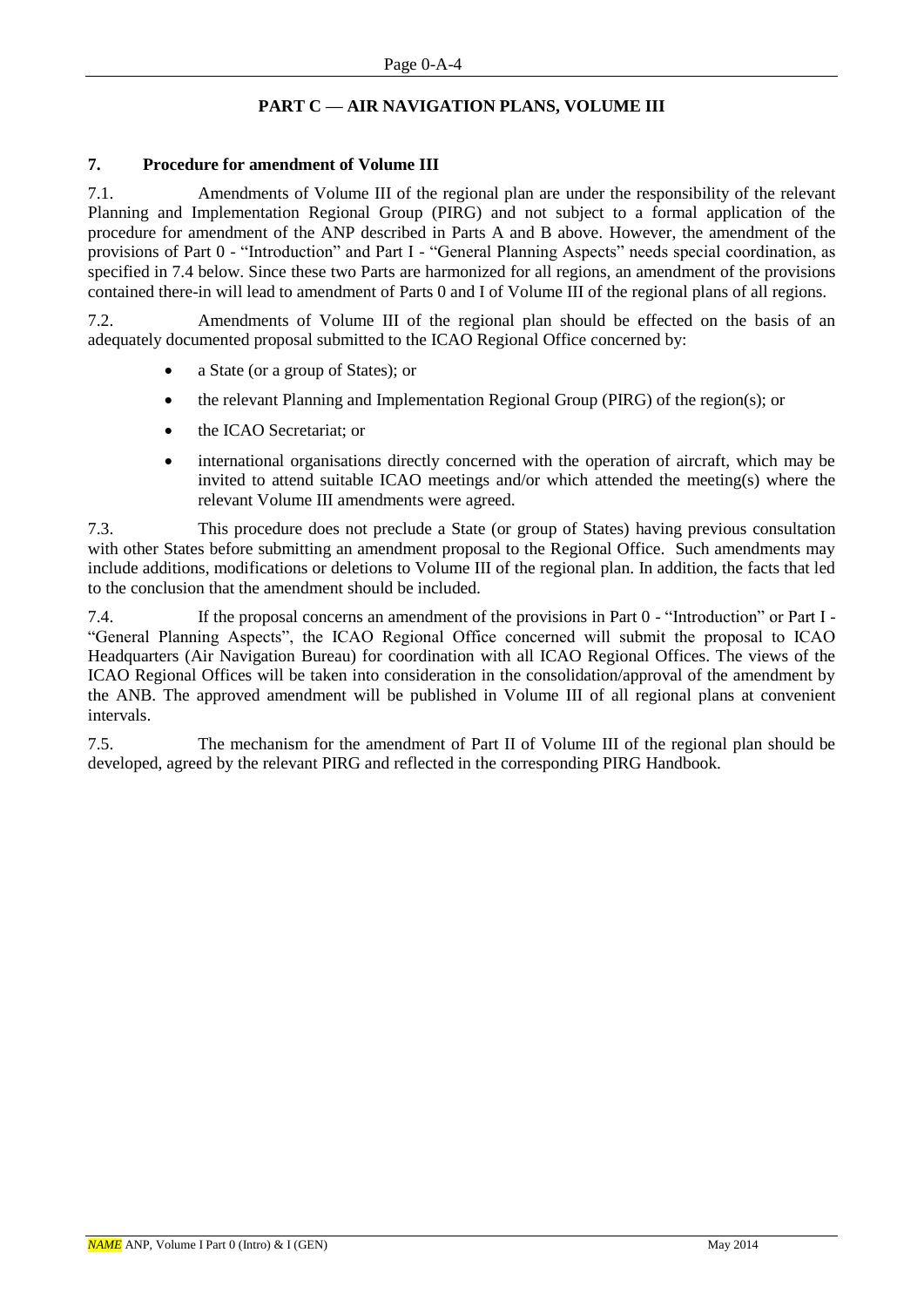## PART C — AIR NAVIGATION PLANS, VOLUME III

### 7. Procedure for amendment of Volume III

7.1. Amendments of Volume III of the regional plan are under the responsibility of the relevant Planning and Implementation Regional Group (PIRG) and not subject to a formal application of the procedure for amendment of the ANP described in Parts A and B above. However, the amendment of the provisions of Part 0 - "Introduction" and Part I - "General Planning Aspects" needs special coordination, as specified in 7.4 below. Since these two Parts are harmonized for all regions, an amendment of the provisions contained there-in will lead to amendment of Parts 0 and I of Volume III of the regional plans of all regions.

7.2. Amendments of Volume III of the regional plan should be effected on the basis of an adequately documented proposal submitted to the ICAO Regional Office concerned by:

- a State (or a group of States); or
- the relevant Planning and Implementation Regional Group (PIRG) of the region(s); or
- the ICAO Secretariat; or
- international organisations directly concerned with the operation of aircraft, which may be invited to attend suitable ICAO meetings and/or which attended the meeting(s) where the relevant Volume III amendments were agreed.

7.3. This procedure does not preclude a State (or group of States) having previous consultation with other States before submitting an amendment proposal to the Regional Office. Such amendments may include additions, modifications or deletions to Volume III of the regional plan. In addition, the facts that led to the conclusion that the amendment should be included.

7.4. If the proposal concerns an amendment of the provisions in Part 0 - "Introduction" or Part I - "General Planning Aspects", the ICAO Regional Office concerned will submit the proposal to ICAO Headquarters (Air Navigation Bureau) for coordination with all ICAO Regional Offices. The views of the ICAO Regional Offices will be taken into consideration in the consolidation/approval of the amendment by the ANB. The approved amendment will be published in Volume III of all regional plans at convenient intervals.

7.5. The mechanism for the amendment of Part II of Volume III of the regional plan should be developed, agreed by the relevant PIRG and reflected in the corresponding PIRG Handbook.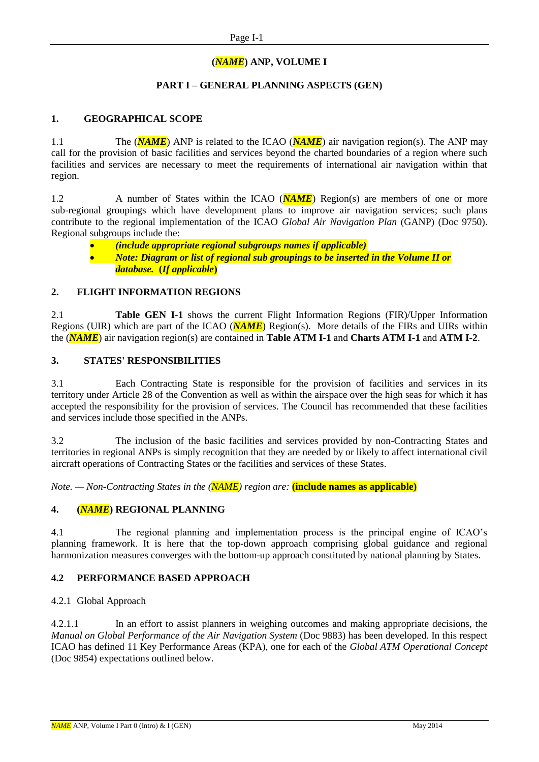# (*NAME*) ANP, VOLUME I

## PART I – GENERAL PLANNING ASPECTS (GEN)

### 1. GEOGRAPHICAL SCOPE

1.1 The (***NAME***) ANP is related to the ICAO (***NAME***) air navigation region(s). The ANP may call for the provision of basic facilities and services beyond the charted boundaries of a region where such facilities and services are necessary to meet the requirements of international air navigation within that region.

1.2 A number of States within the ICAO (***NAME***) Region(s) are members of one or more sub-regional groupings which have development plans to improve air navigation services; such plans contribute to the regional implementation of the ICAO *Global Air Navigation Plan* (GANP) (Doc 9750). Regional subgroups include the:

- ***(include appropriate regional subgroups names if applicable)***
- ***Note: Diagram or list of regional sub groupings to be inserted in the Volume II or database. (If applicable)***

### 2. FLIGHT INFORMATION REGIONS

2.1 **Table GEN I-1** shows the current Flight Information Regions (FIR)/Upper Information Regions (UIR) which are part of the ICAO (***NAME***) Region(s). More details of the FIRs and UIRs within the (***NAME***) air navigation region(s) are contained in **Table ATM I-1** and **Charts ATM I-1** and **ATM I-2**.

### 3. STATES' RESPONSIBILITIES

3.1 Each Contracting State is responsible for the provision of facilities and services in its territory under Article 28 of the Convention as well as within the airspace over the high seas for which it has accepted the responsibility for the provision of services. The Council has recommended that these facilities and services include those specified in the ANPs.

3.2 The inclusion of the basic facilities and services provided by non-Contracting States and territories in regional ANPs is simply recognition that they are needed by or likely to affect international civil aircraft operations of Contracting States or the facilities and services of these States.

*Note. — Non-Contracting States in the (NAME) region are:* **(include names as applicable)**

### 4. (*NAME*) REGIONAL PLANNING

4.1 The regional planning and implementation process is the principal engine of ICAO's planning framework. It is here that the top-down approach comprising global guidance and regional harmonization measures converges with the bottom-up approach constituted by national planning by States.

### 4.2 PERFORMANCE BASED APPROACH

4.2.1 Global Approach

4.2.1.1 In an effort to assist planners in weighing outcomes and making appropriate decisions, the *Manual on Global Performance of the Air Navigation System* (Doc 9883) has been developed. In this respect ICAO has defined 11 Key Performance Areas (KPA), one for each of the *Global ATM Operational Concept* (Doc 9854) expectations outlined below.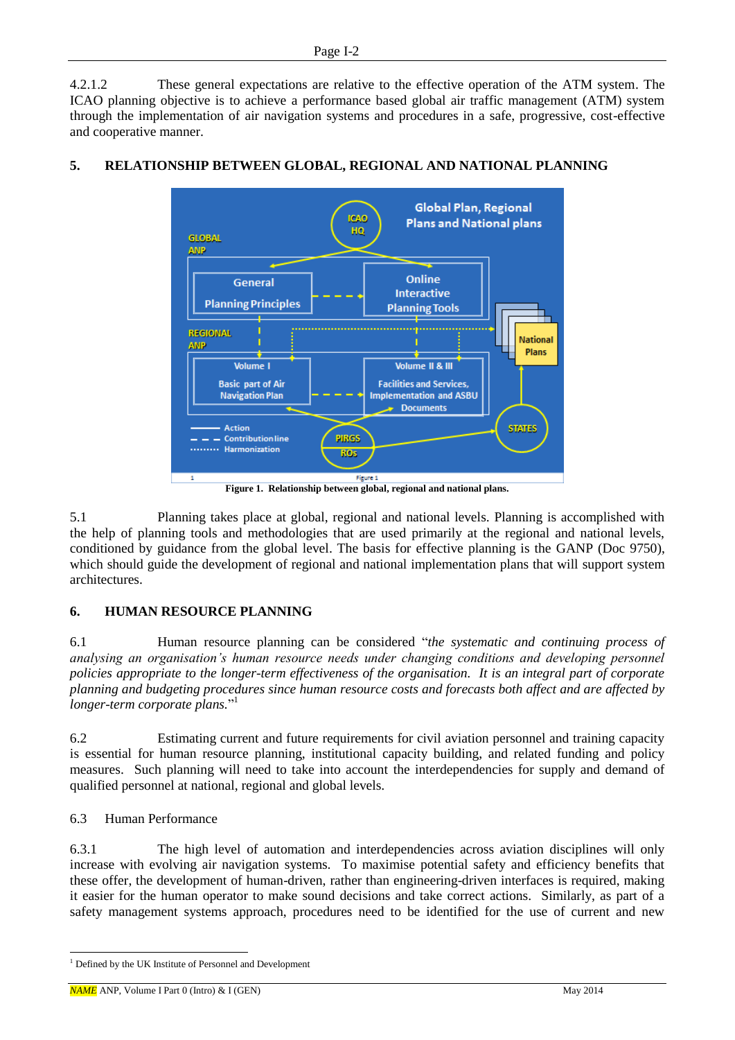4.2.1.2 These general expectations are relative to the effective operation of the ATM system. The ICAO planning objective is to achieve a performance based global air traffic management (ATM) system through the implementation of air navigation systems and procedures in a safe, progressive, cost-effective and cooperative manner.

## 5. RELATIONSHIP BETWEEN GLOBAL, REGIONAL AND NATIONAL PLANNING

**Figure 1. Relationship between global, regional and national plans.**

5.1 Planning takes place at global, regional and national levels. Planning is accomplished with the help of planning tools and methodologies that are used primarily at the regional and national levels, conditioned by guidance from the global level. The basis for effective planning is the GANP (Doc 9750), which should guide the development of regional and national implementation plans that will support system architectures.

## 6. HUMAN RESOURCE PLANNING

6.1 Human resource planning can be considered "*the systematic and continuing process of analysing an organisation's human resource needs under changing conditions and developing personnel policies appropriate to the longer-term effectiveness of the organisation. It is an integral part of corporate planning and budgeting procedures since human resource costs and forecasts both affect and are affected by longer-term corporate plans.*"[1]

6.2 Estimating current and future requirements for civil aviation personnel and training capacity is essential for human resource planning, institutional capacity building, and related funding and policy measures. Such planning will need to take into account the interdependencies for supply and demand of qualified personnel at national, regional and global levels.

### 6.3 Human Performance

6.3.1 The high level of automation and interdependencies across aviation disciplines will only increase with evolving air navigation systems. To maximise potential safety and efficiency benefits that these offer, the development of human-driven, rather than engineering-driven interfaces is required, making it easier for the human operator to make sound decisions and take correct actions. Similarly, as part of a safety management systems approach, procedures need to be identified for the use of current and new

[1] Defined by the UK Institute of Personnel and Development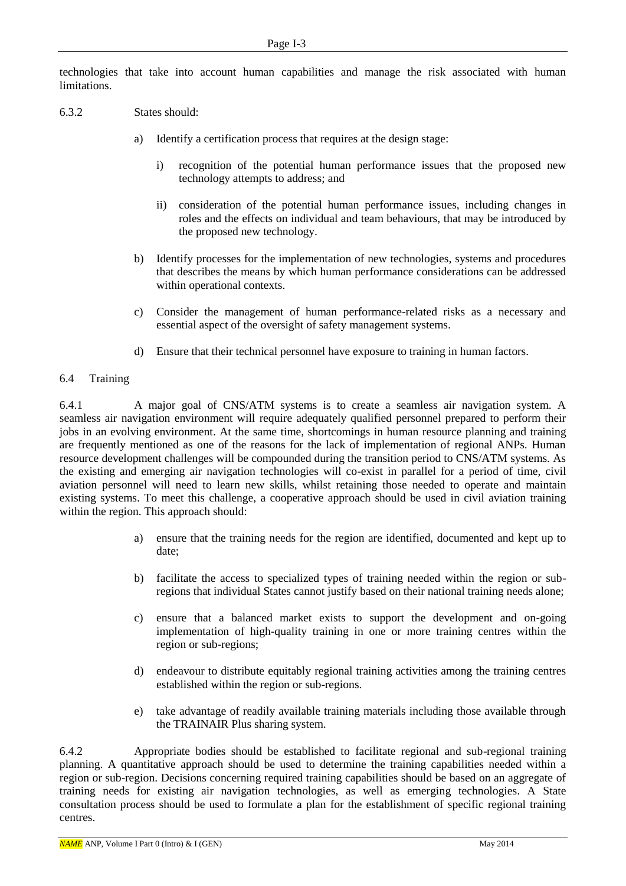technologies that take into account human capabilities and manage the risk associated with human limitations.

6.3.2 States should:

a) Identify a certification process that requires at the design stage:

   i) recognition of the potential human performance issues that the proposed new technology attempts to address; and

   ii) consideration of the potential human performance issues, including changes in roles and the effects on individual and team behaviours, that may be introduced by the proposed new technology.

b) Identify processes for the implementation of new technologies, systems and procedures that describes the means by which human performance considerations can be addressed within operational contexts.

c) Consider the management of human performance-related risks as a necessary and essential aspect of the oversight of safety management systems.

d) Ensure that their technical personnel have exposure to training in human factors.

## 6.4 Training

6.4.1 A major goal of CNS/ATM systems is to create a seamless air navigation system. A seamless air navigation environment will require adequately qualified personnel prepared to perform their jobs in an evolving environment. At the same time, shortcomings in human resource planning and training are frequently mentioned as one of the reasons for the lack of implementation of regional ANPs. Human resource development challenges will be compounded during the transition period to CNS/ATM systems. As the existing and emerging air navigation technologies will co-exist in parallel for a period of time, civil aviation personnel will need to learn new skills, whilst retaining those needed to operate and maintain existing systems. To meet this challenge, a cooperative approach should be used in civil aviation training within the region. This approach should:

a) ensure that the training needs for the region are identified, documented and kept up to date;

b) facilitate the access to specialized types of training needed within the region or sub-regions that individual States cannot justify based on their national training needs alone;

c) ensure that a balanced market exists to support the development and on-going implementation of high-quality training in one or more training centres within the region or sub-regions;

d) endeavour to distribute equitably regional training activities among the training centres established within the region or sub-regions.

e) take advantage of readily available training materials including those available through the TRAINAIR Plus sharing system.

6.4.2 Appropriate bodies should be established to facilitate regional and sub-regional training planning. A quantitative approach should be used to determine the training capabilities needed within a region or sub-region. Decisions concerning required training capabilities should be based on an aggregate of training needs for existing air navigation technologies, as well as emerging technologies. A State consultation process should be used to formulate a plan for the establishment of specific regional training centres.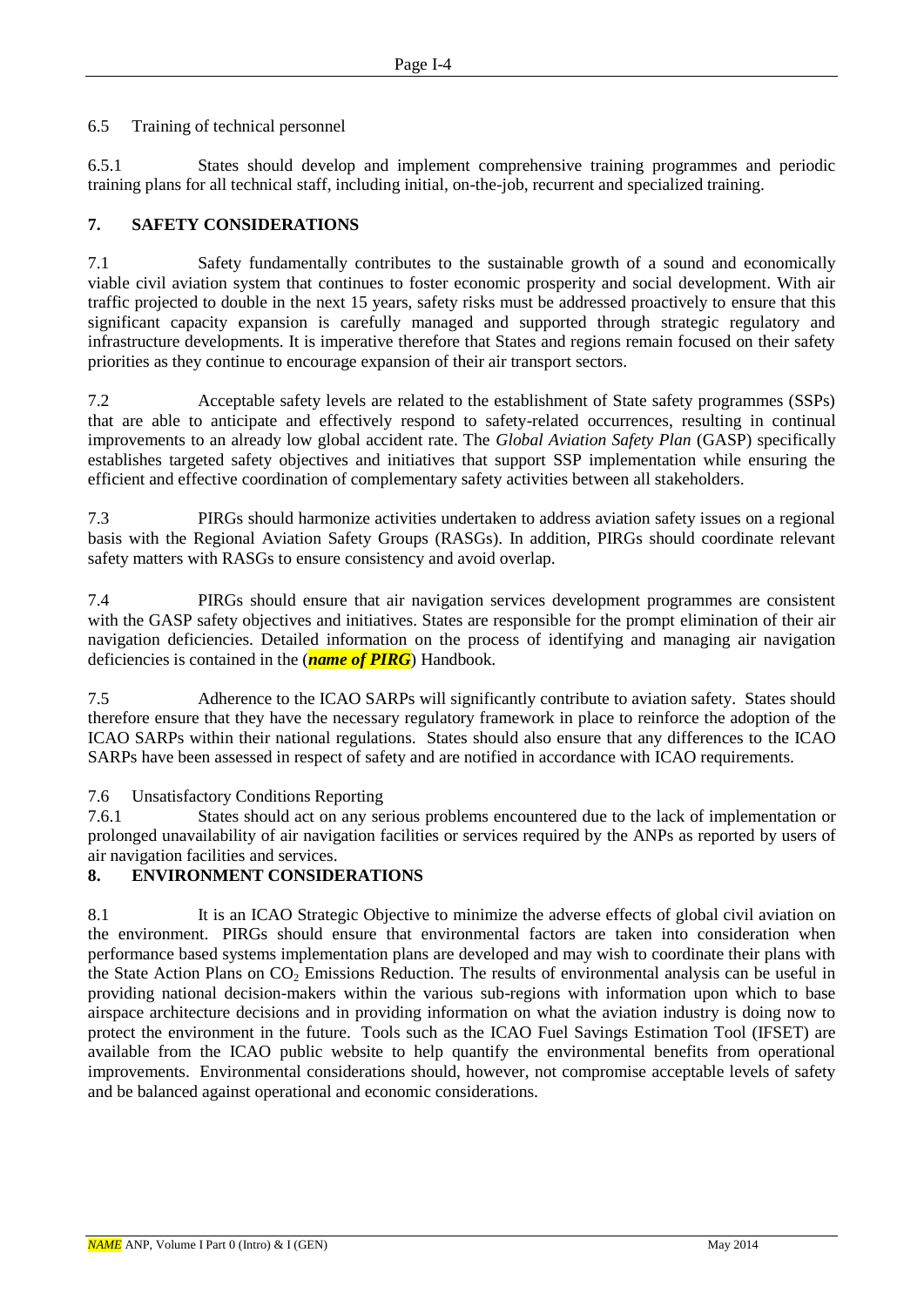6.5 Training of technical personnel

6.5.1 States should develop and implement comprehensive training programmes and periodic training plans for all technical staff, including initial, on-the-job, recurrent and specialized training.

## 7. SAFETY CONSIDERATIONS

7.1 Safety fundamentally contributes to the sustainable growth of a sound and economically viable civil aviation system that continues to foster economic prosperity and social development. With air traffic projected to double in the next 15 years, safety risks must be addressed proactively to ensure that this significant capacity expansion is carefully managed and supported through strategic regulatory and infrastructure developments. It is imperative therefore that States and regions remain focused on their safety priorities as they continue to encourage expansion of their air transport sectors.

7.2 Acceptable safety levels are related to the establishment of State safety programmes (SSPs) that are able to anticipate and effectively respond to safety-related occurrences, resulting in continual improvements to an already low global accident rate. The *Global Aviation Safety Plan* (GASP) specifically establishes targeted safety objectives and initiatives that support SSP implementation while ensuring the efficient and effective coordination of complementary safety activities between all stakeholders.

7.3 PIRGs should harmonize activities undertaken to address aviation safety issues on a regional basis with the Regional Aviation Safety Groups (RASGs). In addition, PIRGs should coordinate relevant safety matters with RASGs to ensure consistency and avoid overlap.

7.4 PIRGs should ensure that air navigation services development programmes are consistent with the GASP safety objectives and initiatives. States are responsible for the prompt elimination of their air navigation deficiencies. Detailed information on the process of identifying and managing air navigation deficiencies is contained in the (***name of PIRG***) Handbook.

7.5 Adherence to the ICAO SARPs will significantly contribute to aviation safety. States should therefore ensure that they have the necessary regulatory framework in place to reinforce the adoption of the ICAO SARPs within their national regulations. States should also ensure that any differences to the ICAO SARPs have been assessed in respect of safety and are notified in accordance with ICAO requirements.

7.6 Unsatisfactory Conditions Reporting

7.6.1 States should act on any serious problems encountered due to the lack of implementation or prolonged unavailability of air navigation facilities or services required by the ANPs as reported by users of air navigation facilities and services.

## 8. ENVIRONMENT CONSIDERATIONS

8.1 It is an ICAO Strategic Objective to minimize the adverse effects of global civil aviation on the environment. PIRGs should ensure that environmental factors are taken into consideration when performance based systems implementation plans are developed and may wish to coordinate their plans with the State Action Plans on $CO_2$ Emissions Reduction. The results of environmental analysis can be useful in providing national decision-makers within the various sub-regions with information upon which to base airspace architecture decisions and in providing information on what the aviation industry is doing now to protect the environment in the future. Tools such as the ICAO Fuel Savings Estimation Tool (IFSET) are available from the ICAO public website to help quantify the environmental benefits from operational improvements. Environmental considerations should, however, not compromise acceptable levels of safety and be balanced against operational and economic considerations.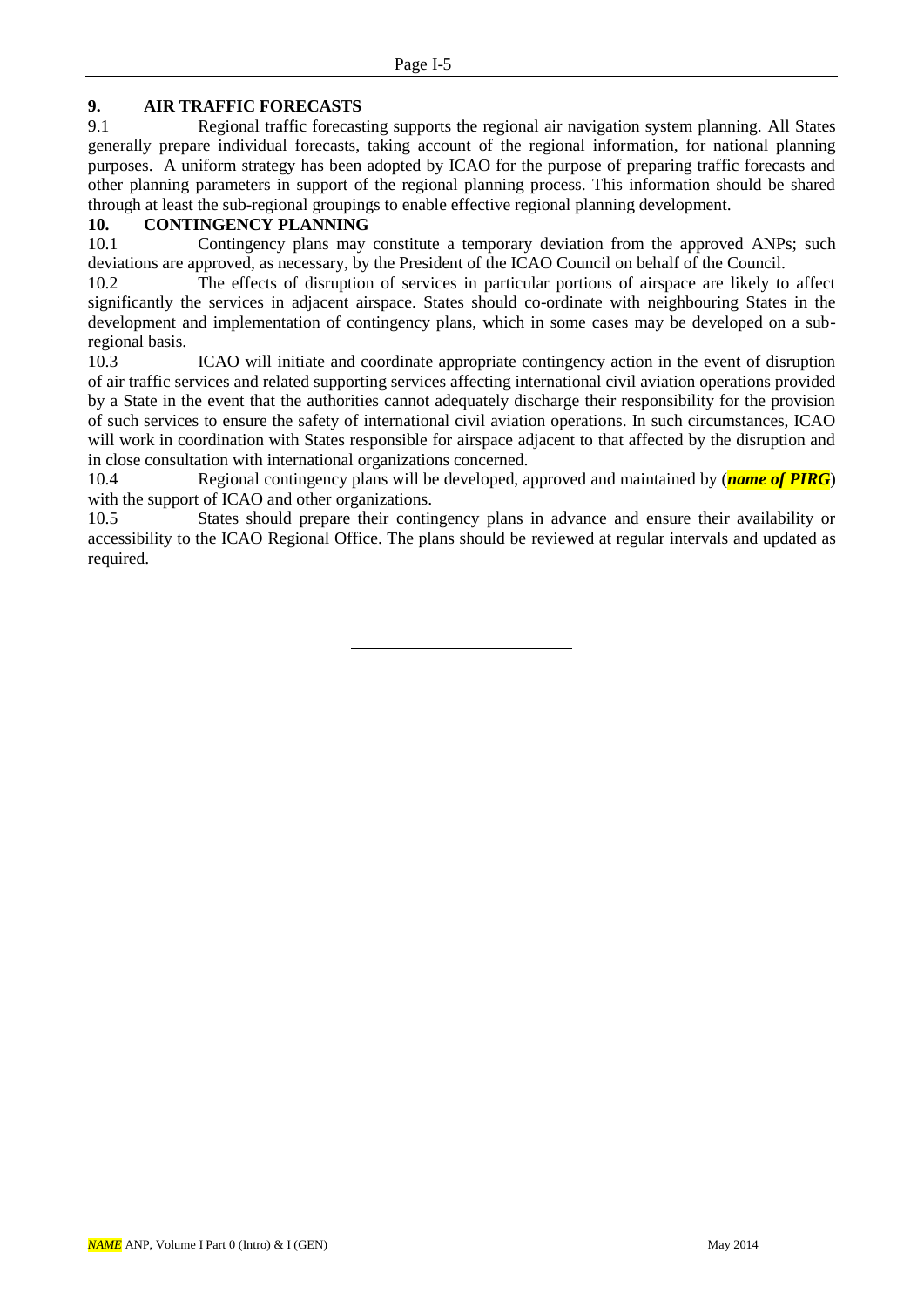## 9. AIR TRAFFIC FORECASTS

9.1 Regional traffic forecasting supports the regional air navigation system planning. All States generally prepare individual forecasts, taking account of the regional information, for national planning purposes. A uniform strategy has been adopted by ICAO for the purpose of preparing traffic forecasts and other planning parameters in support of the regional planning process. This information should be shared through at least the sub-regional groupings to enable effective regional planning development.

## 10. CONTINGENCY PLANNING

10.1 Contingency plans may constitute a temporary deviation from the approved ANPs; such deviations are approved, as necessary, by the President of the ICAO Council on behalf of the Council.

10.2 The effects of disruption of services in particular portions of airspace are likely to affect significantly the services in adjacent airspace. States should co-ordinate with neighbouring States in the development and implementation of contingency plans, which in some cases may be developed on a sub-regional basis.

10.3 ICAO will initiate and coordinate appropriate contingency action in the event of disruption of air traffic services and related supporting services affecting international civil aviation operations provided by a State in the event that the authorities cannot adequately discharge their responsibility for the provision of such services to ensure the safety of international civil aviation operations. In such circumstances, ICAO will work in coordination with States responsible for airspace adjacent to that affected by the disruption and in close consultation with international organizations concerned.

10.4 Regional contingency plans will be developed, approved and maintained by (***name of PIRG***) with the support of ICAO and other organizations.

10.5 States should prepare their contingency plans in advance and ensure their availability or accessibility to the ICAO Regional Office. The plans should be reviewed at regular intervals and updated as required.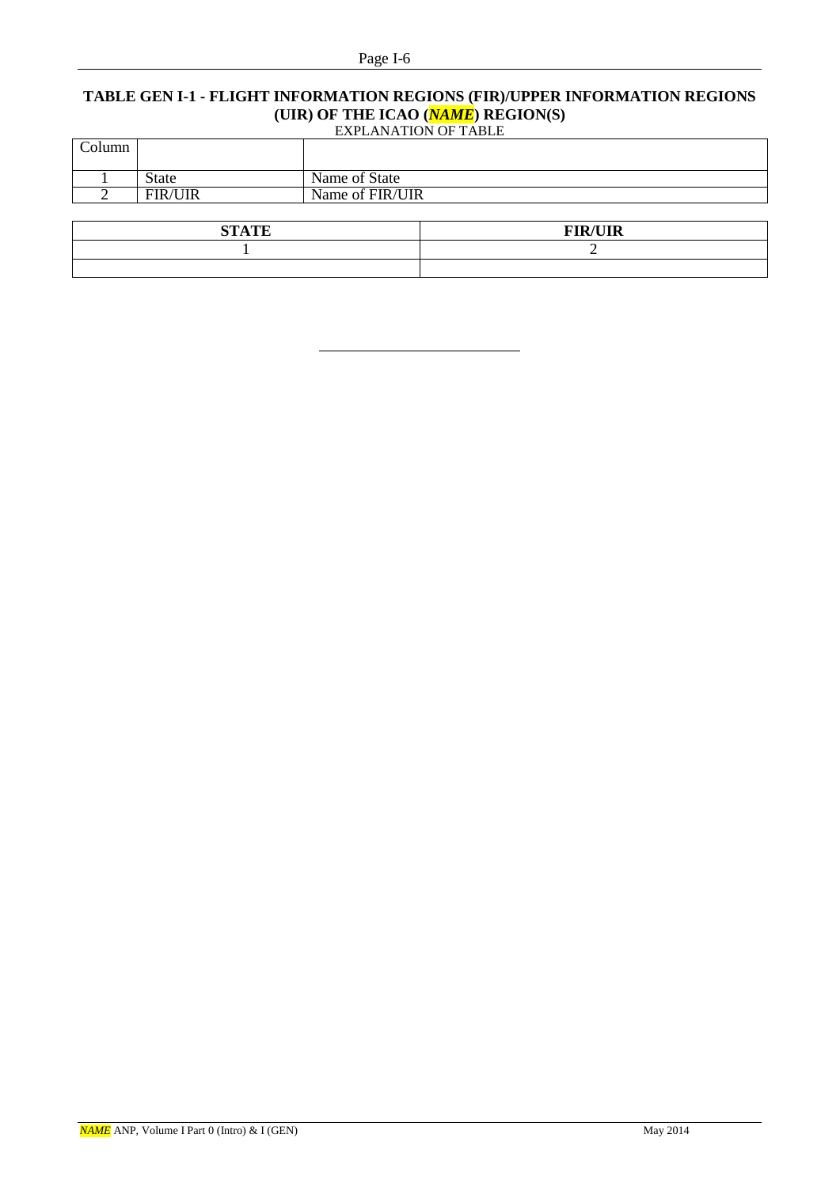## TABLE GEN I-1 - FLIGHT INFORMATION REGIONS (FIR)/UPPER INFORMATION REGIONS (UIR) OF THE ICAO (*NAME*) REGION(S)

EXPLANATION OF TABLE

| Column | | |
|---|---|---|
| 1 | State | Name of State |
| 2 | FIR/UIR | Name of FIR/UIR |

| STATE | FIR/UIR |
|---|---|
| 1 | 2 |
| | |

---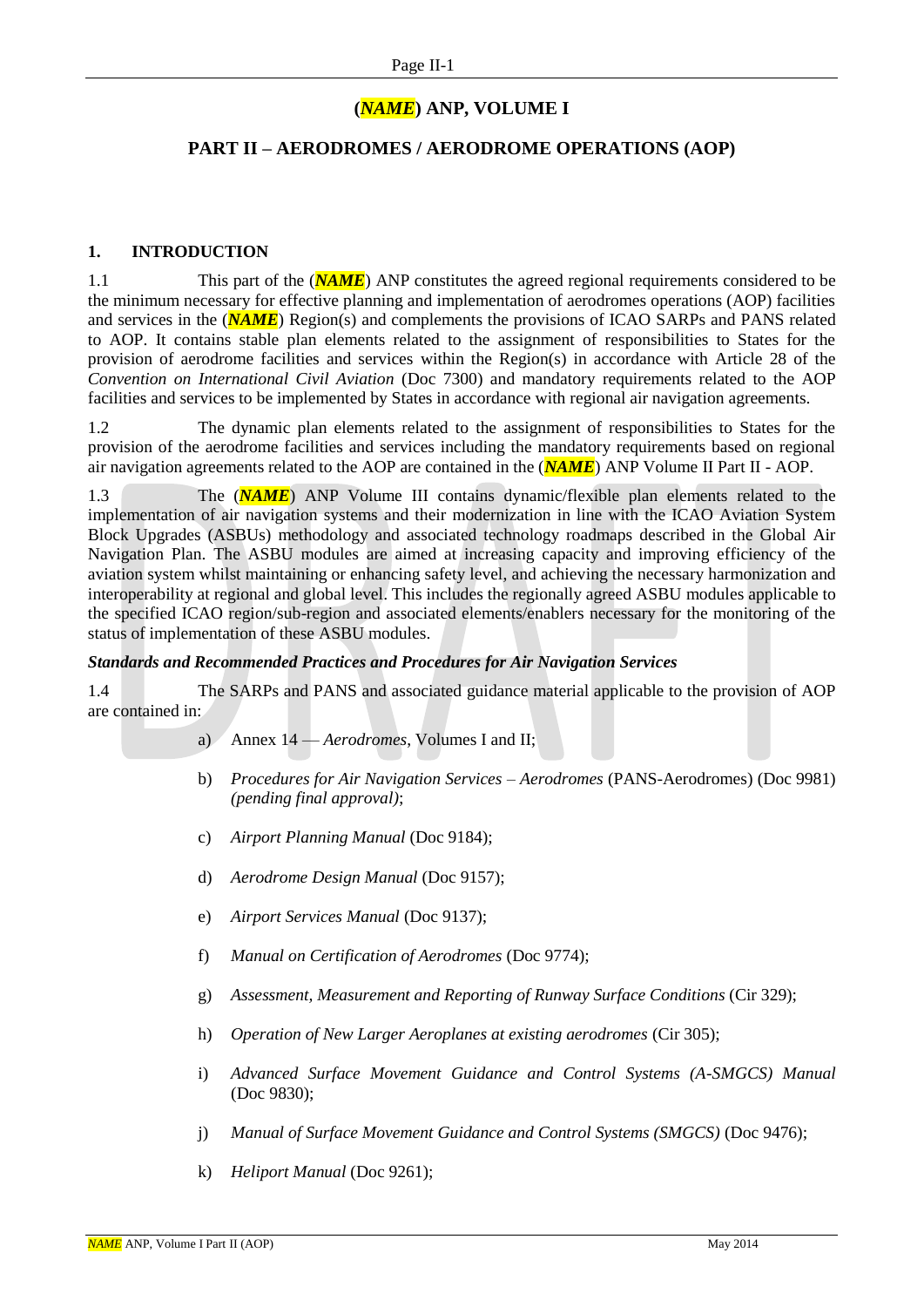# (*NAME*) ANP, VOLUME I

## PART II – AERODROMES / AERODROME OPERATIONS (AOP)

### 1. INTRODUCTION

1.1 This part of the (***NAME***) ANP constitutes the agreed regional requirements considered to be the minimum necessary for effective planning and implementation of aerodromes operations (AOP) facilities and services in the (***NAME***) Region(s) and complements the provisions of ICAO SARPs and PANS related to AOP. It contains stable plan elements related to the assignment of responsibilities to States for the provision of aerodrome facilities and services within the Region(s) in accordance with Article 28 of the *Convention on International Civil Aviation* (Doc 7300) and mandatory requirements related to the AOP facilities and services to be implemented by States in accordance with regional air navigation agreements.

1.2 The dynamic plan elements related to the assignment of responsibilities to States for the provision of the aerodrome facilities and services including the mandatory requirements based on regional air navigation agreements related to the AOP are contained in the (***NAME***) ANP Volume II Part II - AOP.

1.3 The (***NAME***) ANP Volume III contains dynamic/flexible plan elements related to the implementation of air navigation systems and their modernization in line with the ICAO Aviation System Block Upgrades (ASBUs) methodology and associated technology roadmaps described in the Global Air Navigation Plan. The ASBU modules are aimed at increasing capacity and improving efficiency of the aviation system whilst maintaining or enhancing safety level, and achieving the necessary harmonization and interoperability at regional and global level. This includes the regionally agreed ASBU modules applicable to the specified ICAO region/sub-region and associated elements/enablers necessary for the monitoring of the status of implementation of these ASBU modules.

***Standards and Recommended Practices and Procedures for Air Navigation Services***

1.4 The SARPs and PANS and associated guidance material applicable to the provision of AOP are contained in:

a) Annex 14 — *Aerodromes*, Volumes I and II;

b) *Procedures for Air Navigation Services – Aerodromes* (PANS-Aerodromes) (Doc 9981) *(pending final approval)*;

c) *Airport Planning Manual* (Doc 9184);

d) *Aerodrome Design Manual* (Doc 9157);

e) *Airport Services Manual* (Doc 9137);

f) *Manual on Certification of Aerodromes* (Doc 9774);

g) *Assessment, Measurement and Reporting of Runway Surface Conditions* (Cir 329);

h) *Operation of New Larger Aeroplanes at existing aerodromes* (Cir 305);

i) *Advanced Surface Movement Guidance and Control Systems (A-SMGCS) Manual* (Doc 9830);

j) *Manual of Surface Movement Guidance and Control Systems (SMGCS)* (Doc 9476);

k) *Heliport Manual* (Doc 9261);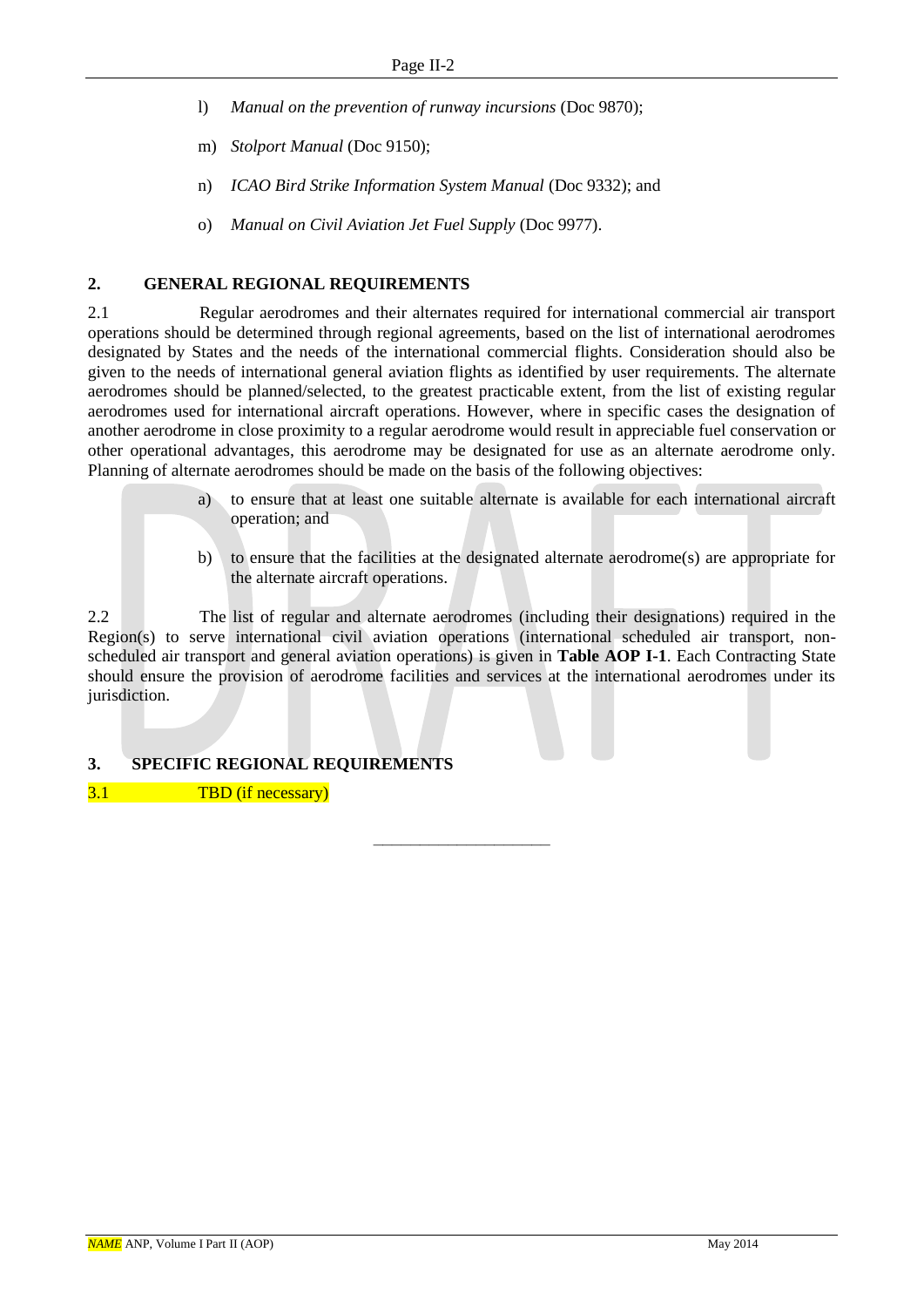l) *Manual on the prevention of runway incursions* (Doc 9870);

m) *Stolport Manual* (Doc 9150);

n) *ICAO Bird Strike Information System Manual* (Doc 9332); and

o) *Manual on Civil Aviation Jet Fuel Supply* (Doc 9977).

## 2. GENERAL REGIONAL REQUIREMENTS

2.1 Regular aerodromes and their alternates required for international commercial air transport operations should be determined through regional agreements, based on the list of international aerodromes designated by States and the needs of the international commercial flights. Consideration should also be given to the needs of international general aviation flights as identified by user requirements. The alternate aerodromes should be planned/selected, to the greatest practicable extent, from the list of existing regular aerodromes used for international aircraft operations. However, where in specific cases the designation of another aerodrome in close proximity to a regular aerodrome would result in appreciable fuel conservation or other operational advantages, this aerodrome may be designated for use as an alternate aerodrome only. Planning of alternate aerodromes should be made on the basis of the following objectives:

a) to ensure that at least one suitable alternate is available for each international aircraft operation; and

b) to ensure that the facilities at the designated alternate aerodrome(s) are appropriate for the alternate aircraft operations.

2.2 The list of regular and alternate aerodromes (including their designations) required in the Region(s) to serve international civil aviation operations (international scheduled air transport, non-scheduled air transport and general aviation operations) is given in **Table AOP I-1**. Each Contracting State should ensure the provision of aerodrome facilities and services at the international aerodromes under its jurisdiction.

## 3. SPECIFIC REGIONAL REQUIREMENTS

3.1 TBD (if necessary)

______________________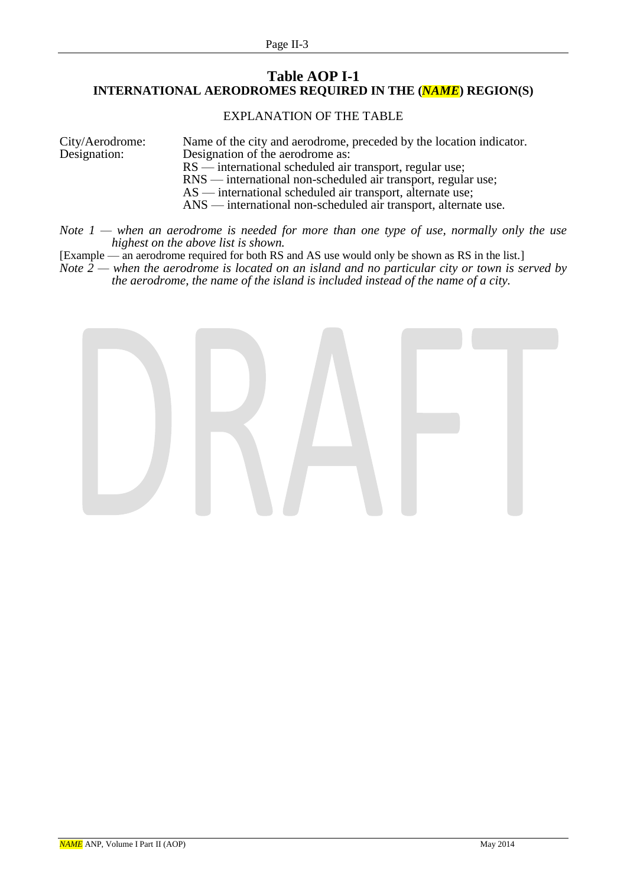# Table AOP I-1
## INTERNATIONAL AERODROMES REQUIRED IN THE (*NAME*) REGION(S)

EXPLANATION OF THE TABLE

City/Aerodrome: Name of the city and aerodrome, preceded by the location indicator.

Designation: Designation of the aerodrome as:
- RS — international scheduled air transport, regular use;
- RNS — international non-scheduled air transport, regular use;
- AS — international scheduled air transport, alternate use;
- ANS — international non-scheduled air transport, alternate use.

*Note 1 — when an aerodrome is needed for more than one type of use, normally only the use highest on the above list is shown.*

[Example — an aerodrome required for both RS and AS use would only be shown as RS in the list.]

*Note 2 — when the aerodrome is located on an island and no particular city or town is served by the aerodrome, the name of the island is included instead of the name of a city.*

DRAFT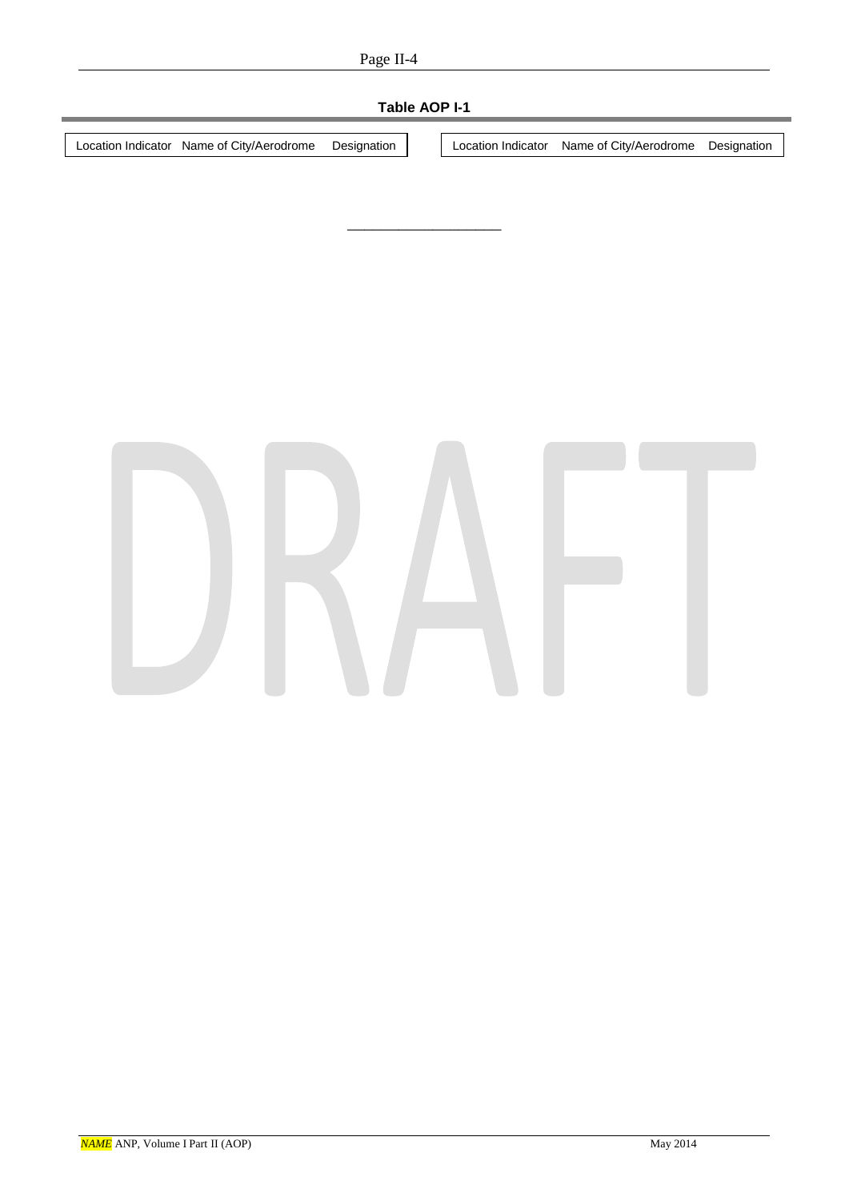**Table AOP I-1**

| Location Indicator | Name of City/Aerodrome | Designation | Location Indicator | Name of City/Aerodrome | Designation |
|---|---|---|---|---|---|

_____________________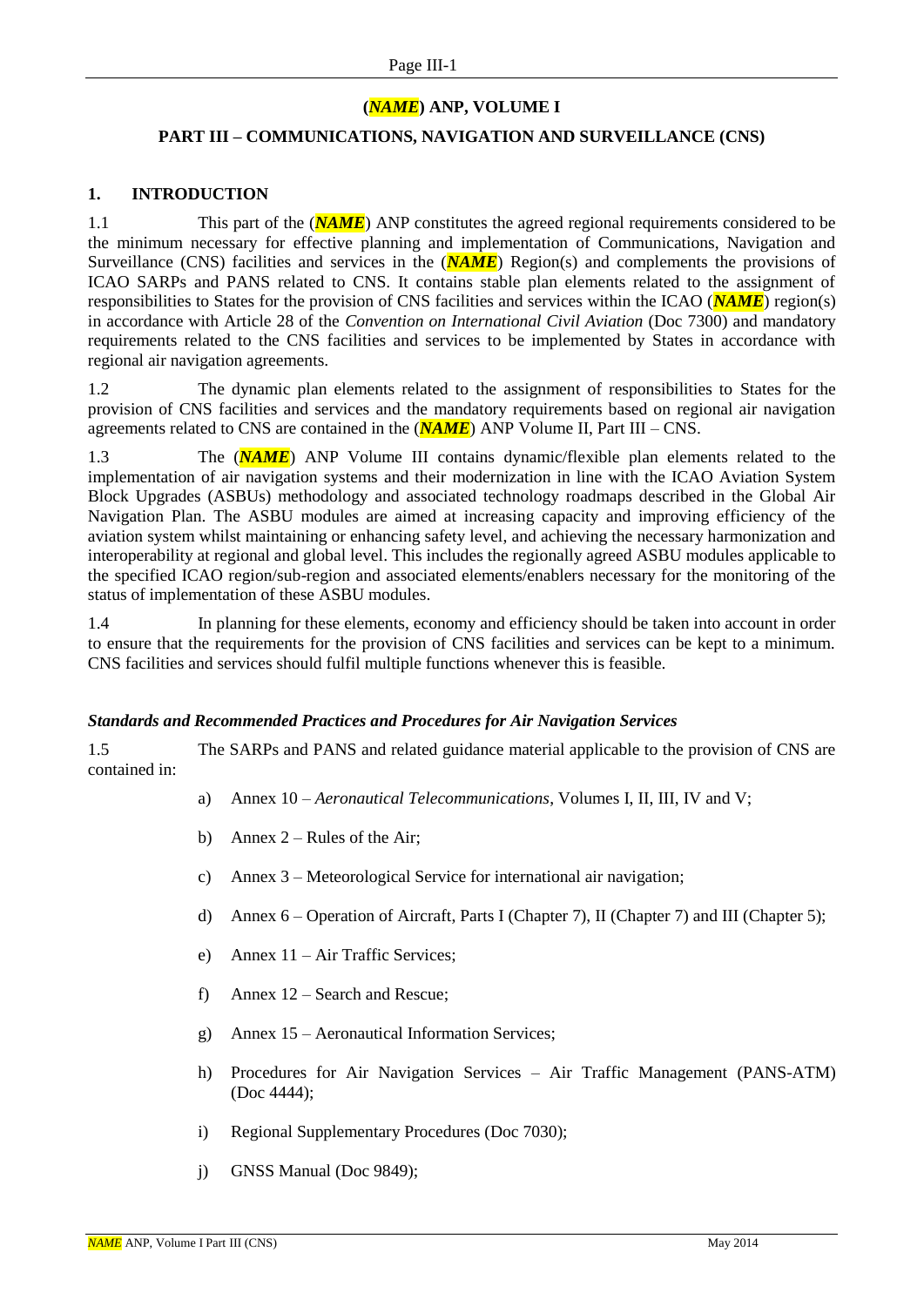## (*NAME*) ANP, VOLUME I

## PART III – COMMUNICATIONS, NAVIGATION AND SURVEILLANCE (CNS)

### 1. INTRODUCTION

1.1 This part of the (*NAME*) ANP constitutes the agreed regional requirements considered to be the minimum necessary for effective planning and implementation of Communications, Navigation and Surveillance (CNS) facilities and services in the (*NAME*) Region(s) and complements the provisions of ICAO SARPs and PANS related to CNS. It contains stable plan elements related to the assignment of responsibilities to States for the provision of CNS facilities and services within the ICAO (*NAME*) region(s) in accordance with Article 28 of the *Convention on International Civil Aviation* (Doc 7300) and mandatory requirements related to the CNS facilities and services to be implemented by States in accordance with regional air navigation agreements.

1.2 The dynamic plan elements related to the assignment of responsibilities to States for the provision of CNS facilities and services and the mandatory requirements based on regional air navigation agreements related to CNS are contained in the (*NAME*) ANP Volume II, Part III – CNS.

1.3 The (*NAME*) ANP Volume III contains dynamic/flexible plan elements related to the implementation of air navigation systems and their modernization in line with the ICAO Aviation System Block Upgrades (ASBUs) methodology and associated technology roadmaps described in the Global Air Navigation Plan. The ASBU modules are aimed at increasing capacity and improving efficiency of the aviation system whilst maintaining or enhancing safety level, and achieving the necessary harmonization and interoperability at regional and global level. This includes the regionally agreed ASBU modules applicable to the specified ICAO region/sub-region and associated elements/enablers necessary for the monitoring of the status of implementation of these ASBU modules.

1.4 In planning for these elements, economy and efficiency should be taken into account in order to ensure that the requirements for the provision of CNS facilities and services can be kept to a minimum. CNS facilities and services should fulfil multiple functions whenever this is feasible.

***Standards and Recommended Practices and Procedures for Air Navigation Services***

1.5 The SARPs and PANS and related guidance material applicable to the provision of CNS are contained in:

a) Annex 10 – *Aeronautical Telecommunications*, Volumes I, II, III, IV and V;

b) Annex 2 – Rules of the Air;

c) Annex 3 – Meteorological Service for international air navigation;

d) Annex 6 – Operation of Aircraft, Parts I (Chapter 7), II (Chapter 7) and III (Chapter 5);

e) Annex 11 – Air Traffic Services;

f) Annex 12 – Search and Rescue;

g) Annex 15 – Aeronautical Information Services;

h) Procedures for Air Navigation Services – Air Traffic Management (PANS-ATM) (Doc 4444);

i) Regional Supplementary Procedures (Doc 7030);

j) GNSS Manual (Doc 9849);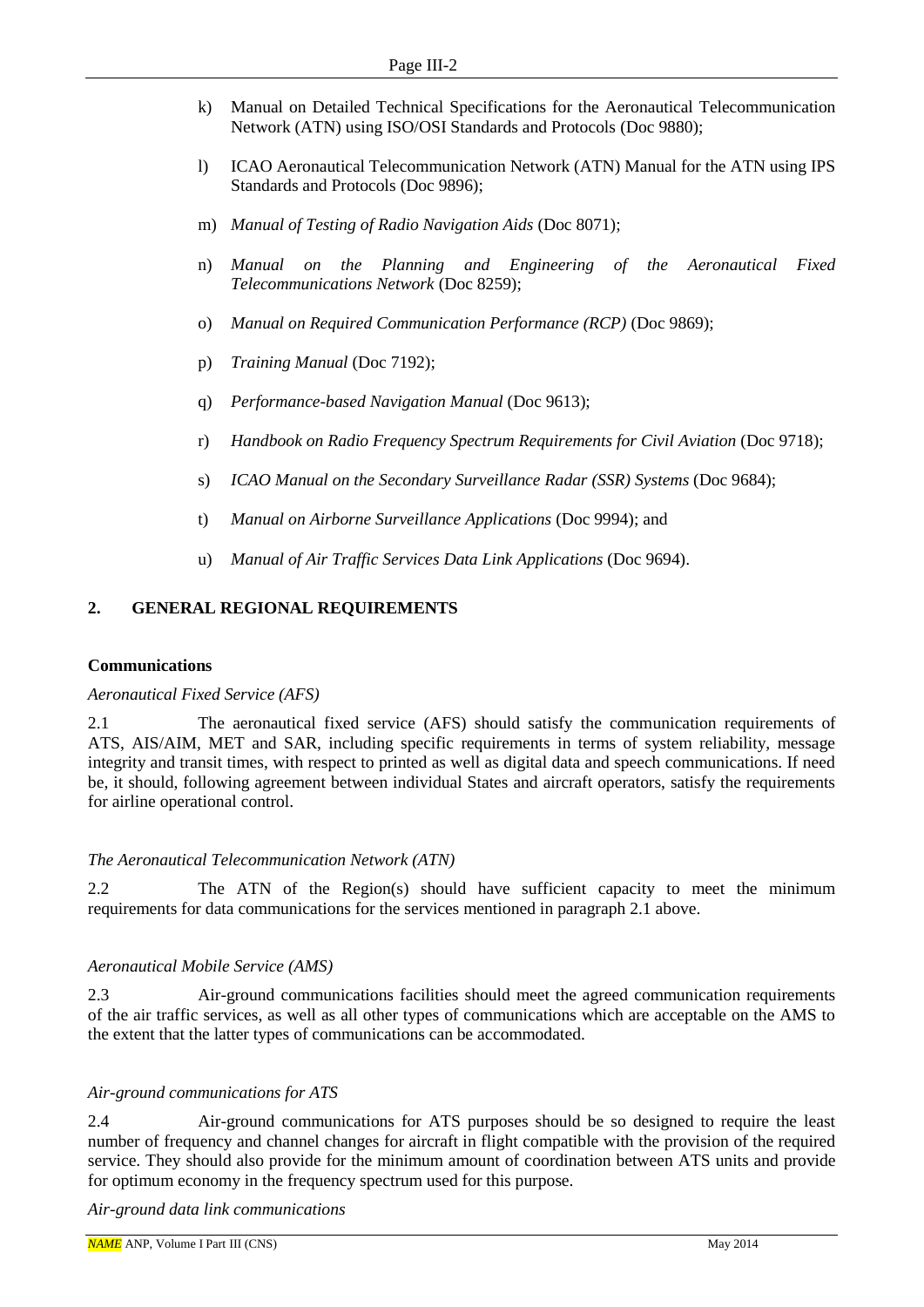k) Manual on Detailed Technical Specifications for the Aeronautical Telecommunication Network (ATN) using ISO/OSI Standards and Protocols (Doc 9880);

l) ICAO Aeronautical Telecommunication Network (ATN) Manual for the ATN using IPS Standards and Protocols (Doc 9896);

m) *Manual of Testing of Radio Navigation Aids* (Doc 8071);

n) *Manual on the Planning and Engineering of the Aeronautical Fixed Telecommunications Network* (Doc 8259);

o) *Manual on Required Communication Performance (RCP)* (Doc 9869);

p) *Training Manual* (Doc 7192);

q) *Performance-based Navigation Manual* (Doc 9613);

r) *Handbook on Radio Frequency Spectrum Requirements for Civil Aviation* (Doc 9718);

s) *ICAO Manual on the Secondary Surveillance Radar (SSR) Systems* (Doc 9684);

t) *Manual on Airborne Surveillance Applications* (Doc 9994); and

u) *Manual of Air Traffic Services Data Link Applications* (Doc 9694).

## 2. GENERAL REGIONAL REQUIREMENTS

### Communications

*Aeronautical Fixed Service (AFS)*

2.1 The aeronautical fixed service (AFS) should satisfy the communication requirements of ATS, AIS/AIM, MET and SAR, including specific requirements in terms of system reliability, message integrity and transit times, with respect to printed as well as digital data and speech communications. If need be, it should, following agreement between individual States and aircraft operators, satisfy the requirements for airline operational control.

*The Aeronautical Telecommunication Network (ATN)*

2.2 The ATN of the Region(s) should have sufficient capacity to meet the minimum requirements for data communications for the services mentioned in paragraph 2.1 above.

*Aeronautical Mobile Service (AMS)*

2.3 Air-ground communications facilities should meet the agreed communication requirements of the air traffic services, as well as all other types of communications which are acceptable on the AMS to the extent that the latter types of communications can be accommodated.

*Air-ground communications for ATS*

2.4 Air-ground communications for ATS purposes should be so designed to require the least number of frequency and channel changes for aircraft in flight compatible with the provision of the required service. They should also provide for the minimum amount of coordination between ATS units and provide for optimum economy in the frequency spectrum used for this purpose.

*Air-ground data link communications*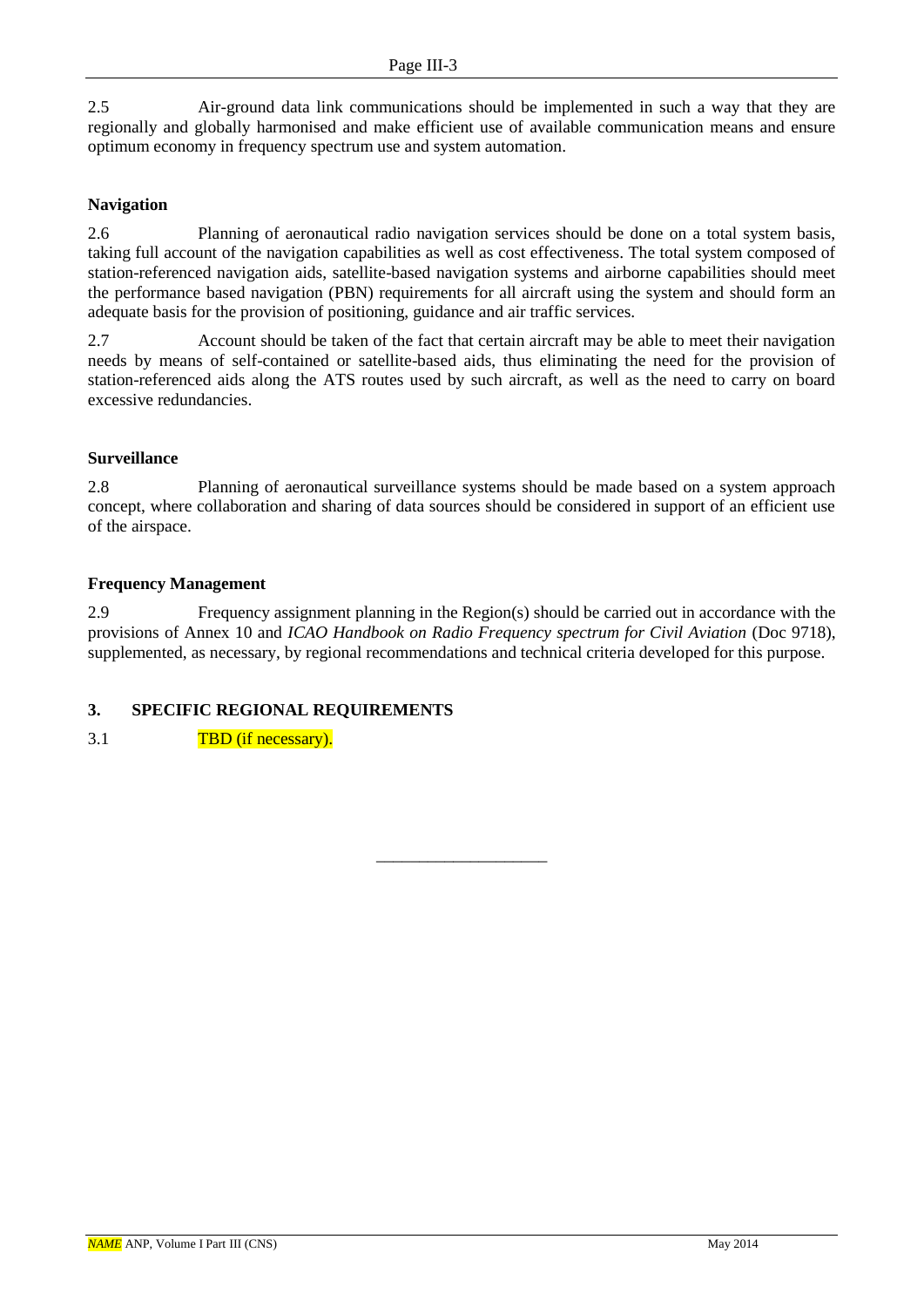2.5 Air-ground data link communications should be implemented in such a way that they are regionally and globally harmonised and make efficient use of available communication means and ensure optimum economy in frequency spectrum use and system automation.

**Navigation**

2.6 Planning of aeronautical radio navigation services should be done on a total system basis, taking full account of the navigation capabilities as well as cost effectiveness. The total system composed of station-referenced navigation aids, satellite-based navigation systems and airborne capabilities should meet the performance based navigation (PBN) requirements for all aircraft using the system and should form an adequate basis for the provision of positioning, guidance and air traffic services.

2.7 Account should be taken of the fact that certain aircraft may be able to meet their navigation needs by means of self-contained or satellite-based aids, thus eliminating the need for the provision of station-referenced aids along the ATS routes used by such aircraft, as well as the need to carry on board excessive redundancies.

**Surveillance**

2.8 Planning of aeronautical surveillance systems should be made based on a system approach concept, where collaboration and sharing of data sources should be considered in support of an efficient use of the airspace.

**Frequency Management**

2.9 Frequency assignment planning in the Region(s) should be carried out in accordance with the provisions of Annex 10 and *ICAO Handbook on Radio Frequency spectrum for Civil Aviation* (Doc 9718), supplemented, as necessary, by regional recommendations and technical criteria developed for this purpose.

## 3. SPECIFIC REGIONAL REQUIREMENTS

3.1 TBD (if necessary).

---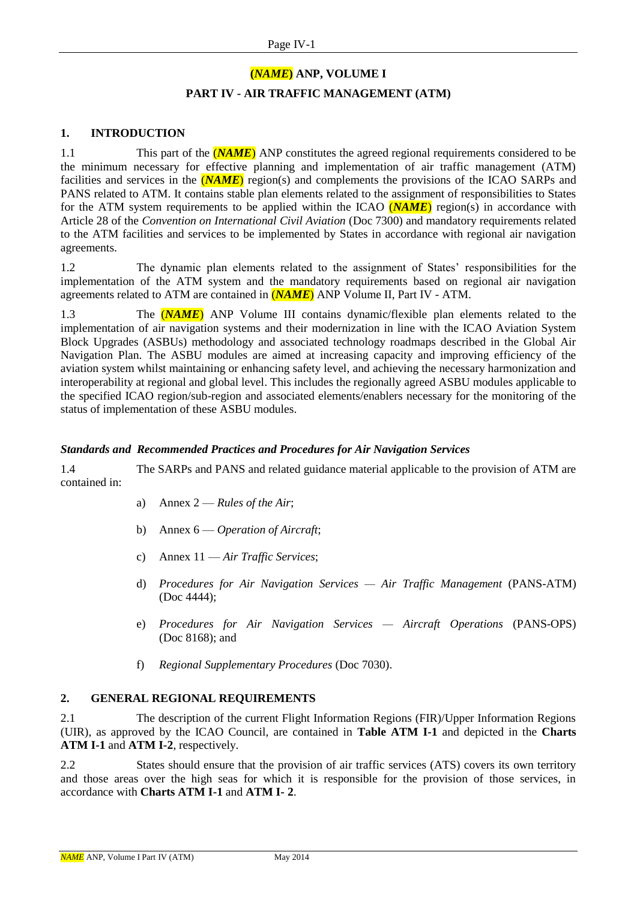## (***NAME***) ANP, VOLUME I

## PART IV - AIR TRAFFIC MANAGEMENT (ATM)

### 1. INTRODUCTION

1.1 This part of the (***NAME***) ANP constitutes the agreed regional requirements considered to be the minimum necessary for effective planning and implementation of air traffic management (ATM) facilities and services in the (***NAME***) region(s) and complements the provisions of the ICAO SARPs and PANS related to ATM. It contains stable plan elements related to the assignment of responsibilities to States for the ATM system requirements to be applied within the ICAO (***NAME***) region(s) in accordance with Article 28 of the *Convention on International Civil Aviation* (Doc 7300) and mandatory requirements related to the ATM facilities and services to be implemented by States in accordance with regional air navigation agreements.

1.2 The dynamic plan elements related to the assignment of States' responsibilities for the implementation of the ATM system and the mandatory requirements based on regional air navigation agreements related to ATM are contained in (***NAME***) ANP Volume II, Part IV - ATM.

1.3 The (***NAME***) ANP Volume III contains dynamic/flexible plan elements related to the implementation of air navigation systems and their modernization in line with the ICAO Aviation System Block Upgrades (ASBUs) methodology and associated technology roadmaps described in the Global Air Navigation Plan. The ASBU modules are aimed at increasing capacity and improving efficiency of the aviation system whilst maintaining or enhancing safety level, and achieving the necessary harmonization and interoperability at regional and global level. This includes the regionally agreed ASBU modules applicable to the specified ICAO region/sub-region and associated elements/enablers necessary for the monitoring of the status of implementation of these ASBU modules.

***Standards and Recommended Practices and Procedures for Air Navigation Services***

1.4 The SARPs and PANS and related guidance material applicable to the provision of ATM are contained in:

a) Annex 2 — *Rules of the Air*;

b) Annex 6 — *Operation of Aircraft*;

c) Annex 11 — *Air Traffic Services*;

d) *Procedures for Air Navigation Services — Air Traffic Management* (PANS-ATM) (Doc 4444);

e) *Procedures for Air Navigation Services — Aircraft Operations* (PANS-OPS) (Doc 8168); and

f) *Regional Supplementary Procedures* (Doc 7030).

### 2. GENERAL REGIONAL REQUIREMENTS

2.1 The description of the current Flight Information Regions (FIR)/Upper Information Regions (UIR), as approved by the ICAO Council, are contained in **Table ATM I-1** and depicted in the **Charts ATM I-1** and **ATM I-2**, respectively.

2.2 States should ensure that the provision of air traffic services (ATS) covers its own territory and those areas over the high seas for which it is responsible for the provision of those services, in accordance with **Charts ATM I-1** and **ATM I- 2**.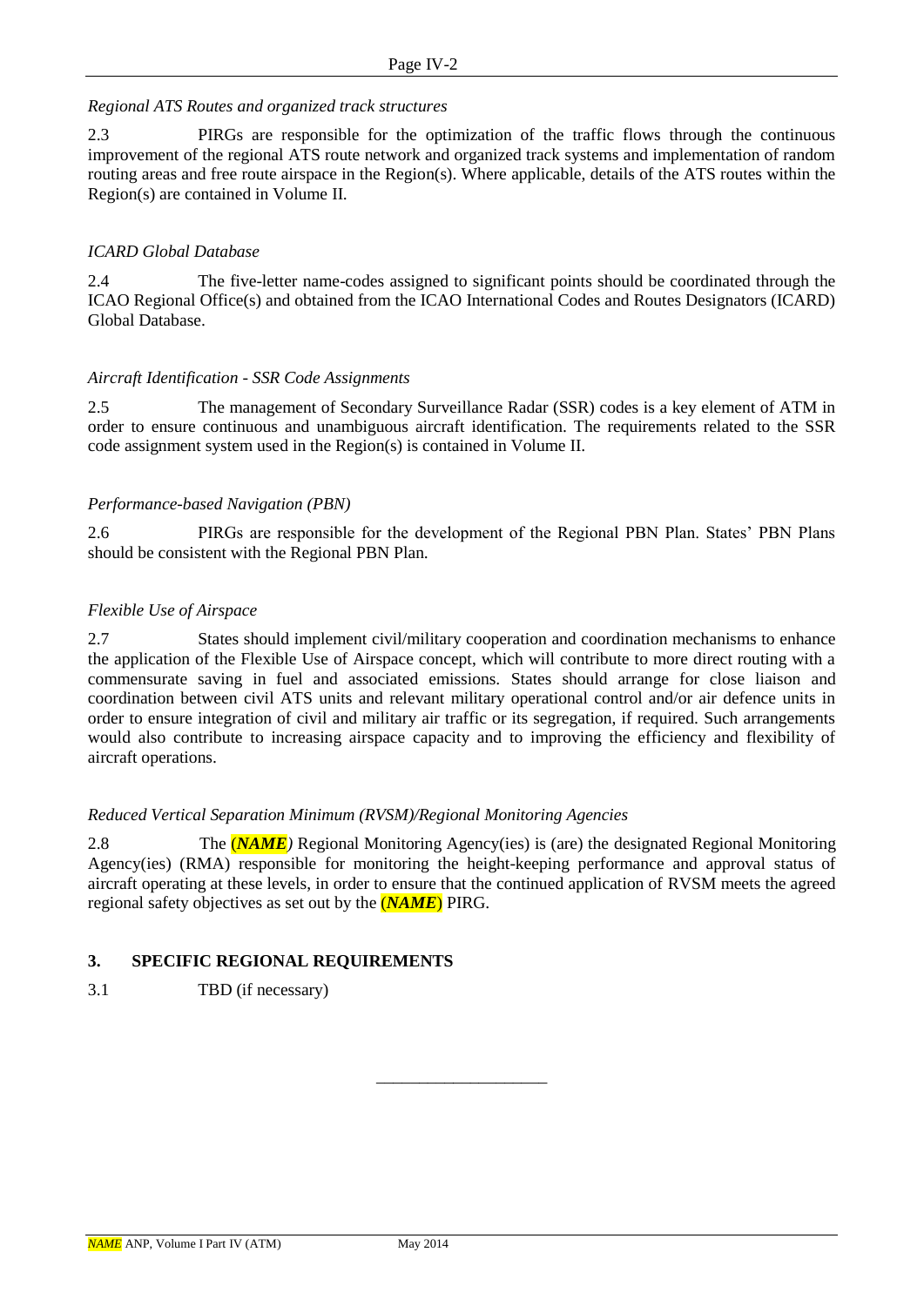*Regional ATS Routes and organized track structures*

2.3 PIRGs are responsible for the optimization of the traffic flows through the continuous improvement of the regional ATS route network and organized track systems and implementation of random routing areas and free route airspace in the Region(s). Where applicable, details of the ATS routes within the Region(s) are contained in Volume II.

*ICARD Global Database*

2.4 The five-letter name-codes assigned to significant points should be coordinated through the ICAO Regional Office(s) and obtained from the ICAO International Codes and Routes Designators (ICARD) Global Database.

*Aircraft Identification - SSR Code Assignments*

2.5 The management of Secondary Surveillance Radar (SSR) codes is a key element of ATM in order to ensure continuous and unambiguous aircraft identification. The requirements related to the SSR code assignment system used in the Region(s) is contained in Volume II.

*Performance-based Navigation (PBN)*

2.6 PIRGs are responsible for the development of the Regional PBN Plan. States' PBN Plans should be consistent with the Regional PBN Plan.

*Flexible Use of Airspace*

2.7 States should implement civil/military cooperation and coordination mechanisms to enhance the application of the Flexible Use of Airspace concept, which will contribute to more direct routing with a commensurate saving in fuel and associated emissions. States should arrange for close liaison and coordination between civil ATS units and relevant military operational control and/or air defence units in order to ensure integration of civil and military air traffic or its segregation, if required. Such arrangements would also contribute to increasing airspace capacity and to improving the efficiency and flexibility of aircraft operations.

*Reduced Vertical Separation Minimum (RVSM)/Regional Monitoring Agencies*

2.8 The (***NAME****)* Regional Monitoring Agency(ies) is (are) the designated Regional Monitoring Agency(ies) (RMA) responsible for monitoring the height-keeping performance and approval status of aircraft operating at these levels, in order to ensure that the continued application of RVSM meets the agreed regional safety objectives as set out by the (***NAME***) PIRG.

## 3. SPECIFIC REGIONAL REQUIREMENTS

3.1 TBD (if necessary)

---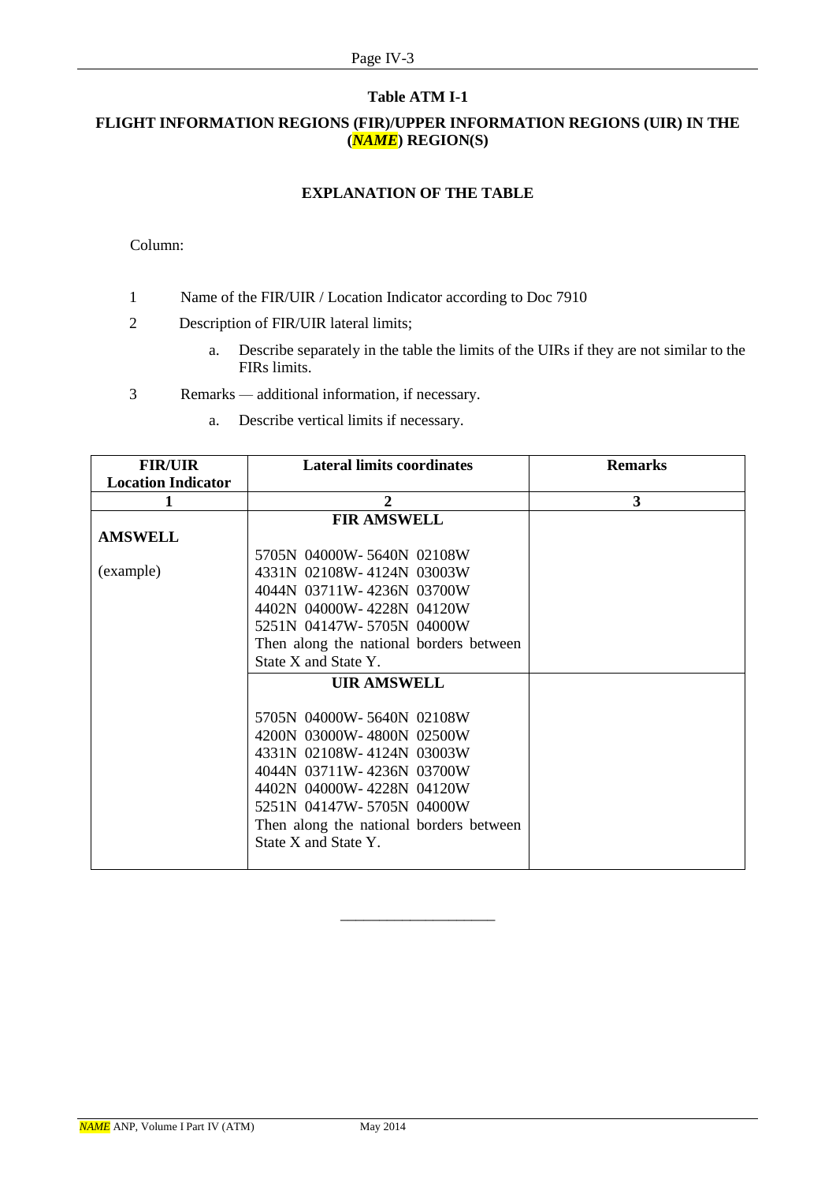## Table ATM I-1

### FLIGHT INFORMATION REGIONS (FIR)/UPPER INFORMATION REGIONS (UIR) IN THE (*NAME*) REGION(S)

#### EXPLANATION OF THE TABLE

Column:

1. Name of the FIR/UIR / Location Indicator according to Doc 7910
2. Description of FIR/UIR lateral limits;
   a. Describe separately in the table the limits of the UIRs if they are not similar to the FIRs limits.
3. Remarks — additional information, if necessary.
   a. Describe vertical limits if necessary.

| FIR/UIR Location Indicator | Lateral limits coordinates | Remarks |
|---|---|---|
| 1 | 2 | 3 |
| **AMSWELL**<br><br>(example) | **FIR AMSWELL**<br><br>5705N 04000W- 5640N 02108W<br>4331N 02108W- 4124N 03003W<br>4044N 03711W- 4236N 03700W<br>4402N 04000W- 4228N 04120W<br>5251N 04147W- 5705N 04000W<br>Then along the national borders between State X and State Y. | |
| | **UIR AMSWELL**<br><br>5705N 04000W- 5640N 02108W<br>4200N 03000W- 4800N 02500W<br>4331N 02108W- 4124N 03003W<br>4044N 03711W- 4236N 03700W<br>4402N 04000W- 4228N 04120W<br>5251N 04147W- 5705N 04000W<br>Then along the national borders between State X and State Y. | |

---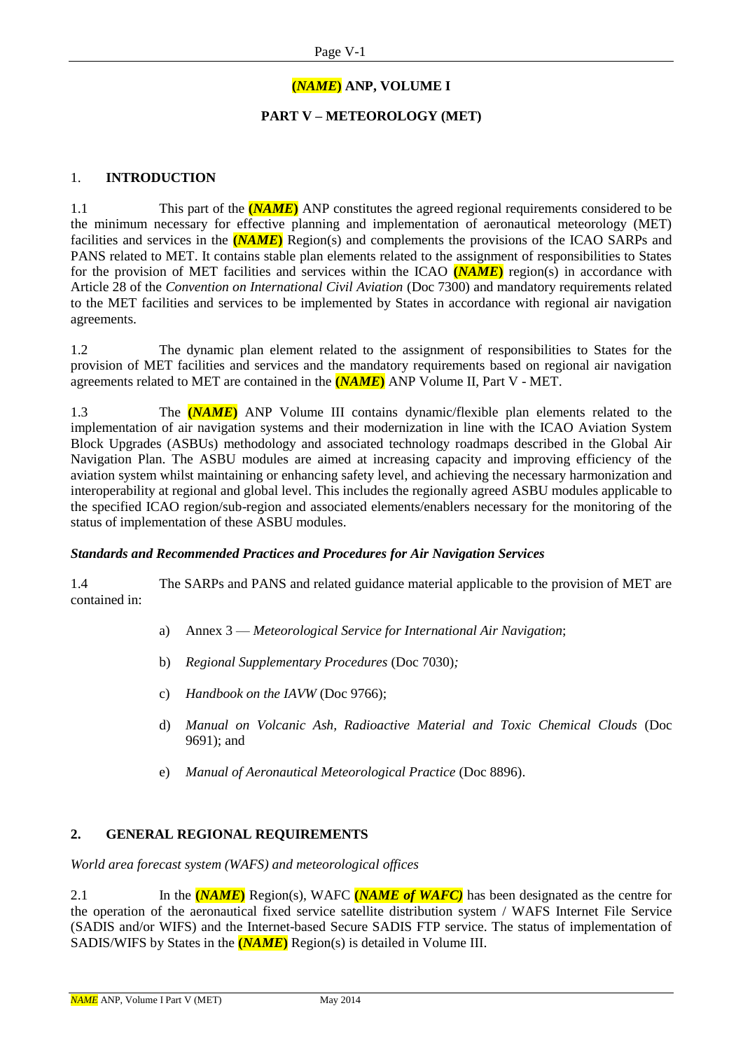**(*NAME*) ANP, VOLUME I**

**PART V – METEOROLOGY (MET)**

## 1. INTRODUCTION

1.1 This part of the **(*NAME*)** ANP constitutes the agreed regional requirements considered to be the minimum necessary for effective planning and implementation of aeronautical meteorology (MET) facilities and services in the **(*NAME*)** Region(s) and complements the provisions of the ICAO SARPs and PANS related to MET. It contains stable plan elements related to the assignment of responsibilities to States for the provision of MET facilities and services within the ICAO **(*NAME*)** region(s) in accordance with Article 28 of the *Convention on International Civil Aviation* (Doc 7300) and mandatory requirements related to the MET facilities and services to be implemented by States in accordance with regional air navigation agreements.

1.2 The dynamic plan element related to the assignment of responsibilities to States for the provision of MET facilities and services and the mandatory requirements based on regional air navigation agreements related to MET are contained in the **(*NAME*)** ANP Volume II, Part V - MET.

1.3 The **(*NAME*)** ANP Volume III contains dynamic/flexible plan elements related to the implementation of air navigation systems and their modernization in line with the ICAO Aviation System Block Upgrades (ASBUs) methodology and associated technology roadmaps described in the Global Air Navigation Plan. The ASBU modules are aimed at increasing capacity and improving efficiency of the aviation system whilst maintaining or enhancing safety level, and achieving the necessary harmonization and interoperability at regional and global level. This includes the regionally agreed ASBU modules applicable to the specified ICAO region/sub-region and associated elements/enablers necessary for the monitoring of the status of implementation of these ASBU modules.

***Standards and Recommended Practices and Procedures for Air Navigation Services***

1.4 The SARPs and PANS and related guidance material applicable to the provision of MET are contained in:

a) Annex 3 — *Meteorological Service for International Air Navigation*;

b) *Regional Supplementary Procedures* (Doc 7030)*;*

c) *Handbook on the IAVW* (Doc 9766);

d) *Manual on Volcanic Ash, Radioactive Material and Toxic Chemical Clouds* (Doc 9691); and

e) *Manual of Aeronautical Meteorological Practice* (Doc 8896).

## 2. GENERAL REGIONAL REQUIREMENTS

*World area forecast system (WAFS) and meteorological offices*

2.1 In the **(*NAME*)** Region(s), WAFC **(*NAME of WAFC*)** has been designated as the centre for the operation of the aeronautical fixed service satellite distribution system / WAFS Internet File Service (SADIS and/or WIFS) and the Internet-based Secure SADIS FTP service. The status of implementation of SADIS/WIFS by States in the **(*NAME*)** Region(s) is detailed in Volume III.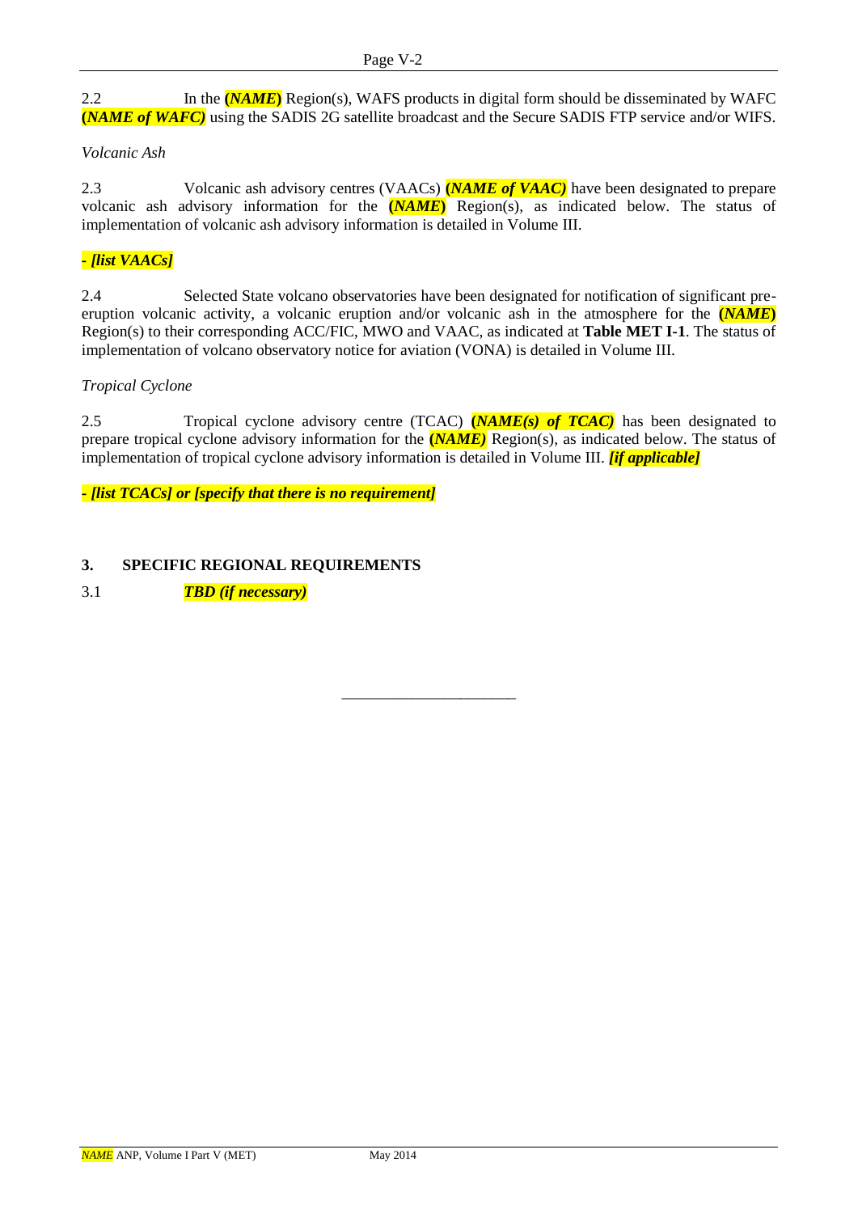2.2 In the ***(NAME)*** Region(s), WAFS products in digital form should be disseminated by WAFC ***(NAME of WAFC)*** using the SADIS 2G satellite broadcast and the Secure SADIS FTP service and/or WIFS.

*Volcanic Ash*

2.3 Volcanic ash advisory centres (VAACs) ***(NAME of VAAC)*** have been designated to prepare volcanic ash advisory information for the ***(NAME)*** Region(s), as indicated below. The status of implementation of volcanic ash advisory information is detailed in Volume III.

***- [list VAACs]***

2.4 Selected State volcano observatories have been designated for notification of significant pre-eruption volcanic activity, a volcanic eruption and/or volcanic ash in the atmosphere for the ***(NAME)*** Region(s) to their corresponding ACC/FIC, MWO and VAAC, as indicated at **Table MET I-1**. The status of implementation of volcano observatory notice for aviation (VONA) is detailed in Volume III.

*Tropical Cyclone*

2.5 Tropical cyclone advisory centre (TCAC) ***(NAME(s) of TCAC)*** has been designated to prepare tropical cyclone advisory information for the ***(NAME)*** Region(s), as indicated below. The status of implementation of tropical cyclone advisory information is detailed in Volume III. ***[if applicable]***

***- [list TCACs] or [specify that there is no requirement]***

## 3. SPECIFIC REGIONAL REQUIREMENTS

3.1 ***TBD (if necessary)***

______________________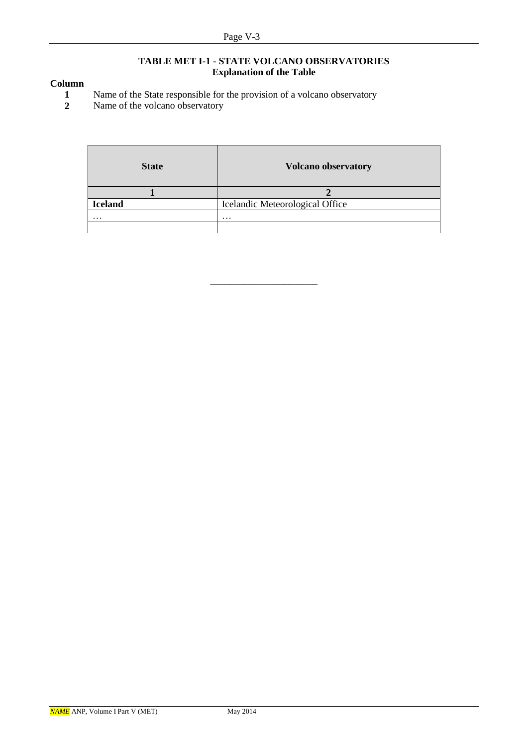**TABLE MET I-1 - STATE VOLCANO OBSERVATORIES**
**Explanation of the Table**

**Column**

**1** Name of the State responsible for the provision of a volcano observatory

**2** Name of the volcano observatory

| State | Volcano observatory |
|---|---|
| **1** | **2** |
| **Iceland** | Icelandic Meteorological Office |
| … | … |
| | |

______________________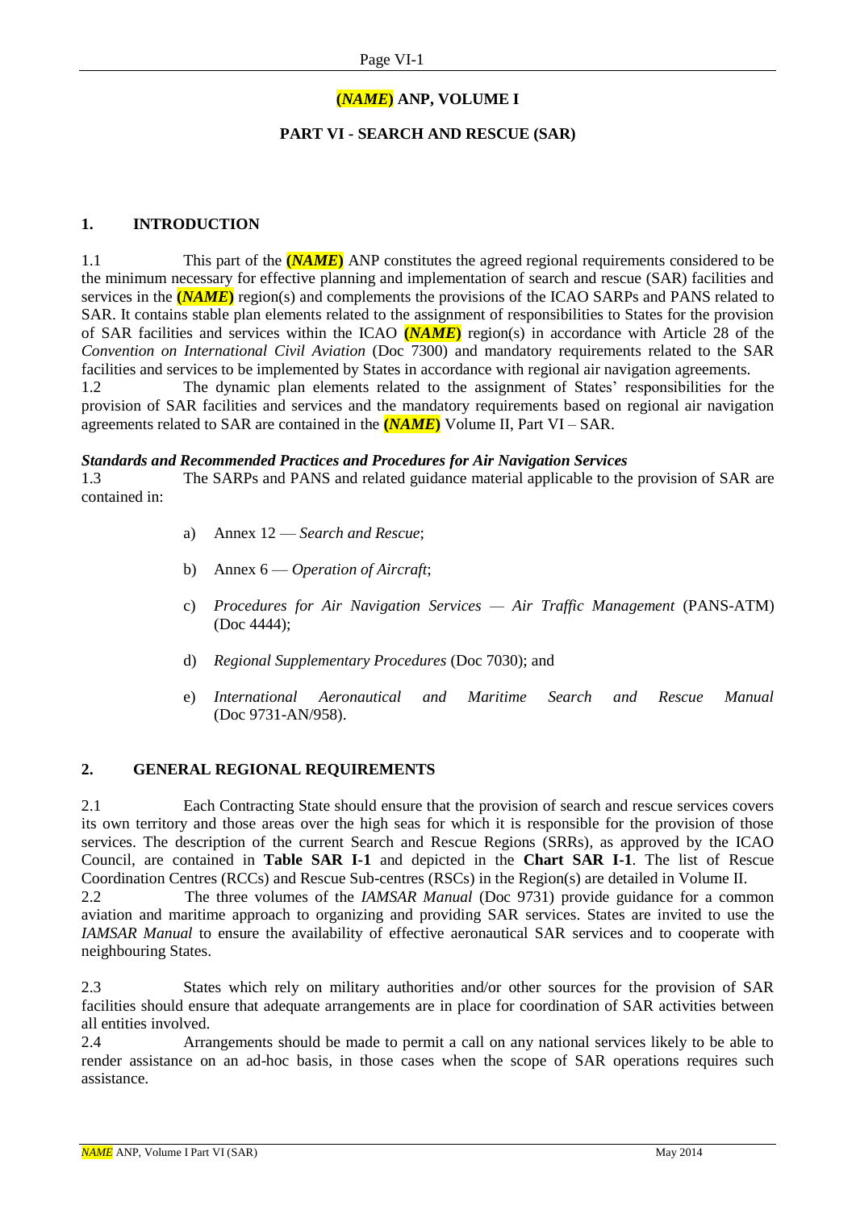# (*NAME*) ANP, VOLUME I

## PART VI - SEARCH AND RESCUE (SAR)

### 1. INTRODUCTION

1.1 This part of the **(*NAME*)** ANP constitutes the agreed regional requirements considered to be the minimum necessary for effective planning and implementation of search and rescue (SAR) facilities and services in the **(*NAME*)** region(s) and complements the provisions of the ICAO SARPs and PANS related to SAR. It contains stable plan elements related to the assignment of responsibilities to States for the provision of SAR facilities and services within the ICAO **(*NAME*)** region(s) in accordance with Article 28 of the *Convention on International Civil Aviation* (Doc 7300) and mandatory requirements related to the SAR facilities and services to be implemented by States in accordance with regional air navigation agreements.

1.2 The dynamic plan elements related to the assignment of States' responsibilities for the provision of SAR facilities and services and the mandatory requirements based on regional air navigation agreements related to SAR are contained in the **(*NAME*)** Volume II, Part VI – SAR.

***Standards and Recommended Practices and Procedures for Air Navigation Services***

1.3 The SARPs and PANS and related guidance material applicable to the provision of SAR are contained in:

a) Annex 12 — *Search and Rescue*;

b) Annex 6 — *Operation of Aircraft*;

c) *Procedures for Air Navigation Services — Air Traffic Management* (PANS-ATM) (Doc 4444);

d) *Regional Supplementary Procedures* (Doc 7030); and

e) *International Aeronautical and Maritime Search and Rescue Manual* (Doc 9731-AN/958).

### 2. GENERAL REGIONAL REQUIREMENTS

2.1 Each Contracting State should ensure that the provision of search and rescue services covers its own territory and those areas over the high seas for which it is responsible for the provision of those services. The description of the current Search and Rescue Regions (SRRs), as approved by the ICAO Council, are contained in **Table SAR I-1** and depicted in the **Chart SAR I-1**. The list of Rescue Coordination Centres (RCCs) and Rescue Sub-centres (RSCs) in the Region(s) are detailed in Volume II.

2.2 The three volumes of the *IAMSAR Manual* (Doc 9731) provide guidance for a common aviation and maritime approach to organizing and providing SAR services. States are invited to use the *IAMSAR Manual* to ensure the availability of effective aeronautical SAR services and to cooperate with neighbouring States.

2.3 States which rely on military authorities and/or other sources for the provision of SAR facilities should ensure that adequate arrangements are in place for coordination of SAR activities between all entities involved.

2.4 Arrangements should be made to permit a call on any national services likely to be able to render assistance on an ad-hoc basis, in those cases when the scope of SAR operations requires such assistance.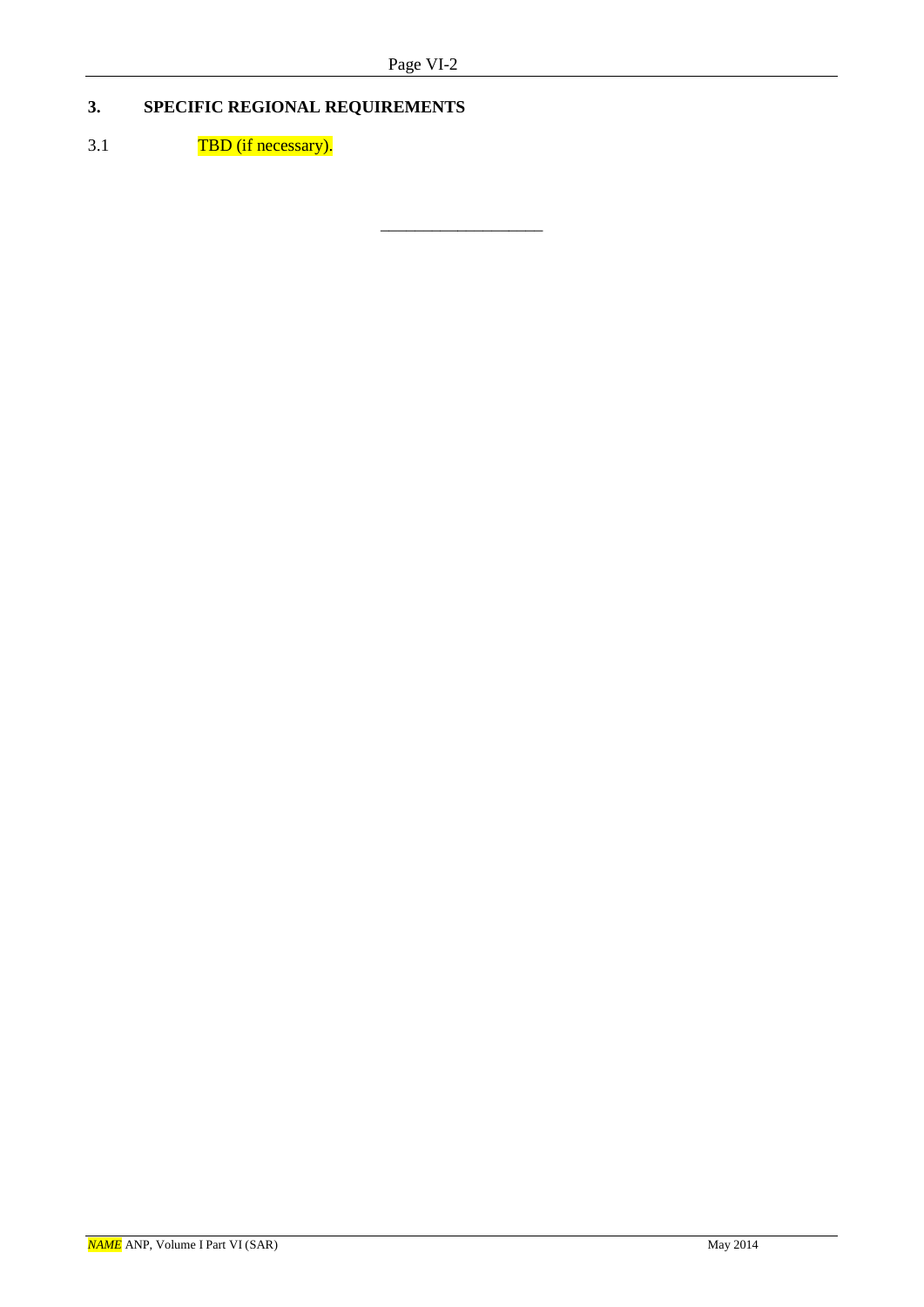## 3. SPECIFIC REGIONAL REQUIREMENTS

3.1 TBD (if necessary).

\_\_\_\_\_\_\_\_\_\_\_\_\_\_\_\_\_\_\_\_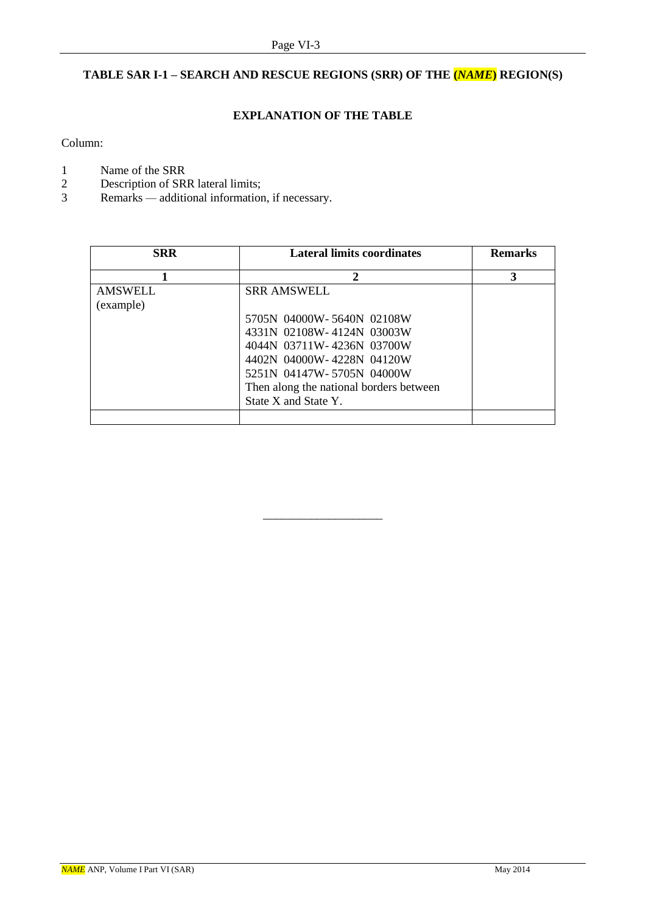## TABLE SAR I-1 – SEARCH AND RESCUE REGIONS (SRR) OF THE (*NAME*) REGION(S)

### EXPLANATION OF THE TABLE

Column:

1 Name of the SRR
2 Description of SRR lateral limits;
3 Remarks — additional information, if necessary.

| SRR | Lateral limits coordinates | Remarks |
|---|---|---|
| 1 | 2 | 3 |
| AMSWELL (example) | SRR AMSWELL<br><br>5705N 04000W- 5640N 02108W<br>4331N 02108W- 4124N 03003W<br>4044N 03711W- 4236N 03700W<br>4402N 04000W- 4228N 04120W<br>5251N 04147W- 5705N 04000W<br>Then along the national borders between State X and State Y. | |
| | | |

_____________________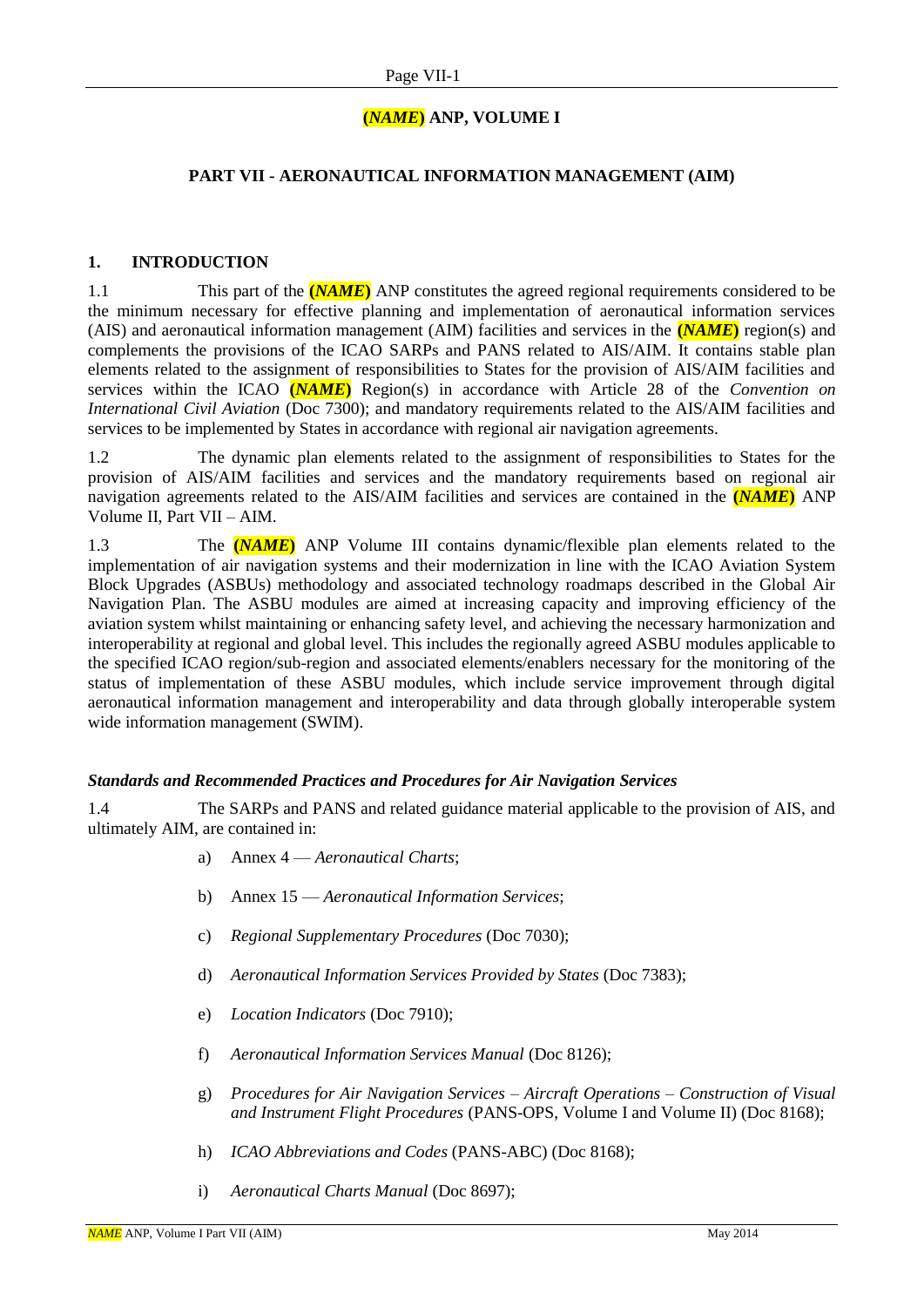# **(*NAME*) ANP, VOLUME I**

## PART VII - AERONAUTICAL INFORMATION MANAGEMENT (AIM)

### 1. INTRODUCTION

1.1 This part of the **(*NAME*)** ANP constitutes the agreed regional requirements considered to be the minimum necessary for effective planning and implementation of aeronautical information services (AIS) and aeronautical information management (AIM) facilities and services in the **(*NAME*)** region(s) and complements the provisions of the ICAO SARPs and PANS related to AIS/AIM. It contains stable plan elements related to the assignment of responsibilities to States for the provision of AIS/AIM facilities and services within the ICAO **(*NAME*)** Region(s) in accordance with Article 28 of the *Convention on International Civil Aviation* (Doc 7300); and mandatory requirements related to the AIS/AIM facilities and services to be implemented by States in accordance with regional air navigation agreements.

1.2 The dynamic plan elements related to the assignment of responsibilities to States for the provision of AIS/AIM facilities and services and the mandatory requirements based on regional air navigation agreements related to the AIS/AIM facilities and services are contained in the **(*NAME*)** ANP Volume II, Part VII – AIM.

1.3 The **(*NAME*)** ANP Volume III contains dynamic/flexible plan elements related to the implementation of air navigation systems and their modernization in line with the ICAO Aviation System Block Upgrades (ASBUs) methodology and associated technology roadmaps described in the Global Air Navigation Plan. The ASBU modules are aimed at increasing capacity and improving efficiency of the aviation system whilst maintaining or enhancing safety level, and achieving the necessary harmonization and interoperability at regional and global level. This includes the regionally agreed ASBU modules applicable to the specified ICAO region/sub-region and associated elements/enablers necessary for the monitoring of the status of implementation of these ASBU modules, which include service improvement through digital aeronautical information management and interoperability and data through globally interoperable system wide information management (SWIM).

***Standards and Recommended Practices and Procedures for Air Navigation Services***

1.4 The SARPs and PANS and related guidance material applicable to the provision of AIS, and ultimately AIM, are contained in:

a) Annex 4 — *Aeronautical Charts*;

b) Annex 15 — *Aeronautical Information Services*;

c) *Regional Supplementary Procedures* (Doc 7030);

d) *Aeronautical Information Services Provided by States* (Doc 7383);

e) *Location Indicators* (Doc 7910);

f) *Aeronautical Information Services Manual* (Doc 8126);

g) *Procedures for Air Navigation Services – Aircraft Operations – Construction of Visual and Instrument Flight Procedures* (PANS-OPS, Volume I and Volume II) (Doc 8168);

h) *ICAO Abbreviations and Codes* (PANS-ABC) (Doc 8168);

i) *Aeronautical Charts Manual* (Doc 8697);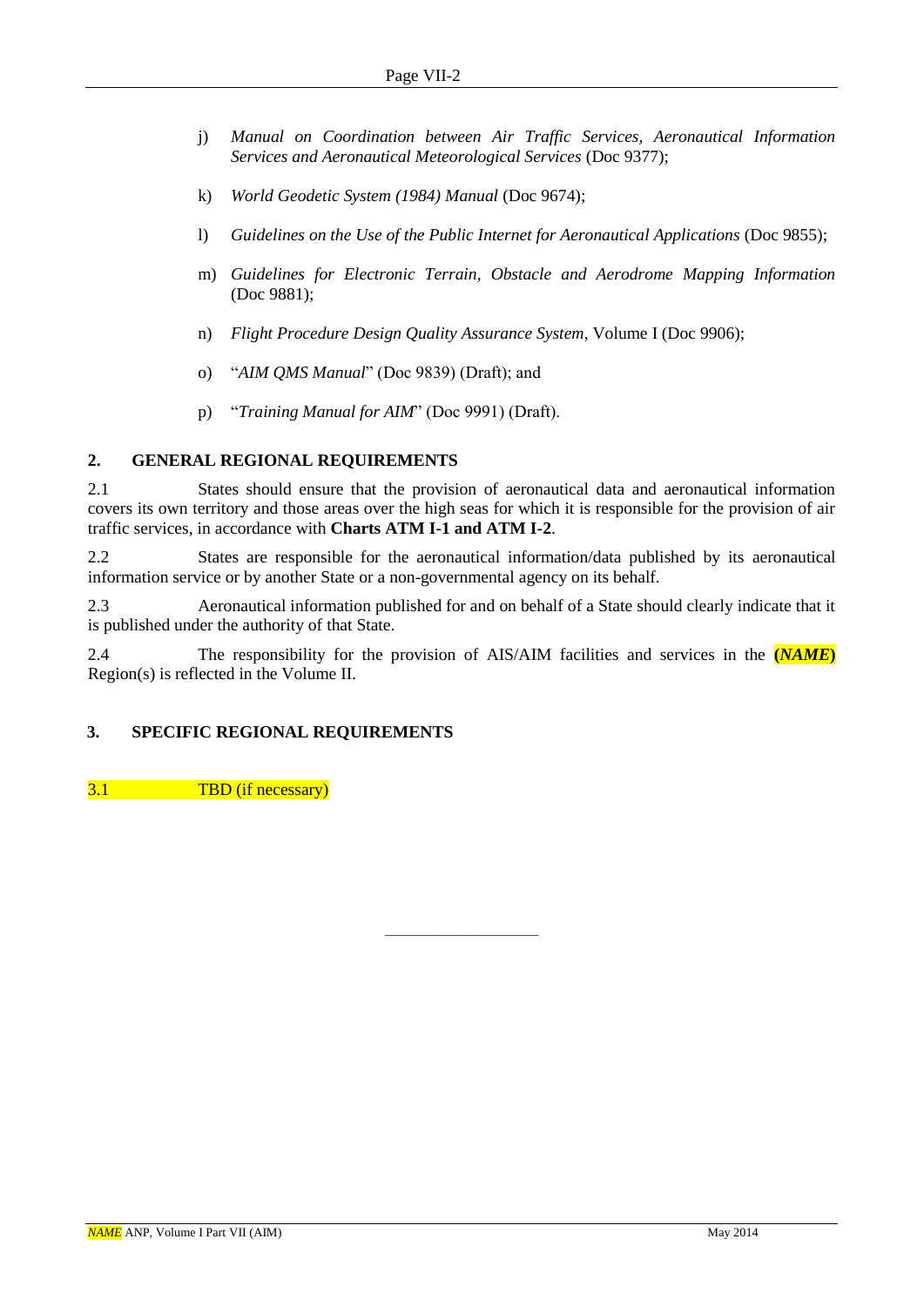j) *Manual on Coordination between Air Traffic Services, Aeronautical Information Services and Aeronautical Meteorological Services* (Doc 9377);

k) *World Geodetic System (1984) Manual* (Doc 9674);

l) *Guidelines on the Use of the Public Internet for Aeronautical Applications* (Doc 9855);

m) *Guidelines for Electronic Terrain, Obstacle and Aerodrome Mapping Information* (Doc 9881);

n) *Flight Procedure Design Quality Assurance System*, Volume I (Doc 9906);

o) "*AIM QMS Manual*" (Doc 9839) (Draft); and

p) "*Training Manual for AIM*" (Doc 9991) (Draft).

## 2. GENERAL REGIONAL REQUIREMENTS

2.1 States should ensure that the provision of aeronautical data and aeronautical information covers its own territory and those areas over the high seas for which it is responsible for the provision of air traffic services, in accordance with **Charts ATM I-1 and ATM I-2**.

2.2 States are responsible for the aeronautical information/data published by its aeronautical information service or by another State or a non-governmental agency on its behalf.

2.3 Aeronautical information published for and on behalf of a State should clearly indicate that it is published under the authority of that State.

2.4 The responsibility for the provision of AIS/AIM facilities and services in the **(*NAME*)** Region(s) is reflected in the Volume II.

## 3. SPECIFIC REGIONAL REQUIREMENTS

3.1 TBD (if necessary)

---